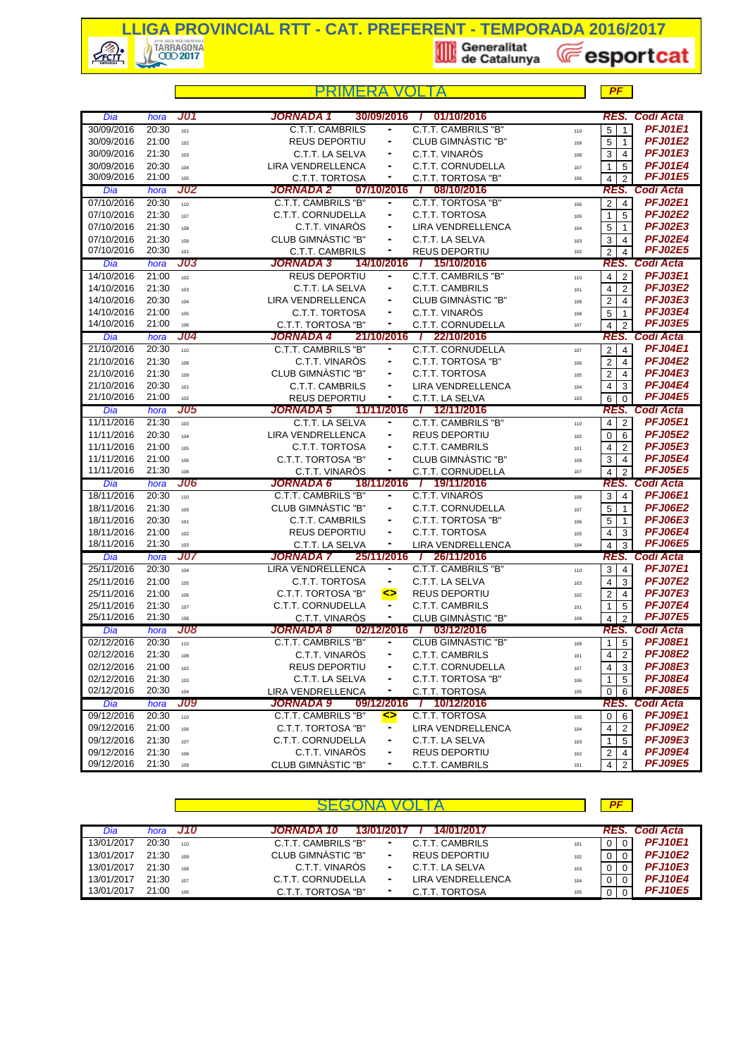# LLIGA PROVINCIAL RTT - CAT. PREFERENT - TEMPORADA 2016/2017

Generalitat de Catalunya — esportcat

## PRIMERA VOLTA

PF

| Dia | hora | J01 | JORNADA 1 30/09/2016 / 01/10/2016 | | | | RES. | | Codi Acta |
|---|---|---|---|---|---|---|---|---|---|
| 30/09/2016 | 20:30 | 101 | C.T.T. CAMBRILS | - | C.T.T. CAMBRILS "B" | 110 | 5 | 1 | PFJ01E1 |
| 30/09/2016 | 21:00 | 102 | REUS DEPORTIU | - | CLUB GIMNÀSTIC "B" | 109 | 5 | 1 | PFJ01E2 |
| 30/09/2016 | 21:30 | 103 | C.T.T. LA SELVA | - | C.T.T. VINARÒS | 108 | 3 | 4 | PFJ01E3 |
| 30/09/2016 | 20:30 | 104 | LIRA VENDRELLENCA | - | C.T.T. CORNUDELLA | 107 | 1 | 5 | PFJ01E4 |
| 30/09/2016 | 21:00 | 105 | C.T.T. TORTOSA | - | C.T.T. TORTOSA "B" | 106 | 4 | 2 | PFJ01E5 |
| Dia | hora | J02 | JORNADA 2 07/10/2016 / 08/10/2016 | | | | RES. | | Codi Acta |
| 07/10/2016 | 20:30 | 110 | C.T.T. CAMBRILS "B" | - | C.T.T. TORTOSA "B" | 106 | 2 | 4 | PFJ02E1 |
| 07/10/2016 | 21:30 | 107 | C.T.T. CORNUDELLA | - | C.T.T. TORTOSA | 105 | 1 | 5 | PFJ02E2 |
| 07/10/2016 | 21:30 | 108 | C.T.T. VINARÒS | - | LIRA VENDRELLENCA | 104 | 5 | 1 | PFJ02E3 |
| 07/10/2016 | 21:30 | 109 | CLUB GIMNÀSTIC "B" | - | C.T.T. LA SELVA | 103 | 3 | 4 | PFJ02E4 |
| 07/10/2016 | 20:30 | 101 | C.T.T. CAMBRILS | - | REUS DEPORTIU | 102 | 2 | 4 | PFJ02E5 |
| Dia | hora | J03 | JORNADA 3 14/10/2016 / 15/10/2016 | | | | RES. | | Codi Acta |
| 14/10/2016 | 21:00 | 102 | REUS DEPORTIU | - | C.T.T. CAMBRILS "B" | 110 | 4 | 2 | PFJ03E1 |
| 14/10/2016 | 21:30 | 103 | C.T.T. LA SELVA | - | C.T.T. CAMBRILS | 101 | 4 | 2 | PFJ03E2 |
| 14/10/2016 | 20:30 | 104 | LIRA VENDRELLENCA | - | CLUB GIMNÀSTIC "B" | 109 | 2 | 4 | PFJ03E3 |
| 14/10/2016 | 21:00 | 105 | C.T.T. TORTOSA | - | C.T.T. VINARÒS | 108 | 5 | 1 | PFJ03E4 |
| 14/10/2016 | 21:00 | 106 | C.T.T. TORTOSA "B" | - | C.T.T. CORNUDELLA | 107 | 4 | 2 | PFJ03E5 |
| Dia | hora | J04 | JORNADA 4 21/10/2016 / 22/10/2016 | | | | RES. | | Codi Acta |
| 21/10/2016 | 20:30 | 110 | C.T.T. CAMBRILS "B" | - | C.T.T. CORNUDELLA | 107 | 2 | 4 | PFJ04E1 |
| 21/10/2016 | 21:30 | 108 | C.T.T. VINARÒS | - | C.T.T. TORTOSA "B" | 106 | 2 | 4 | PFJ04E2 |
| 21/10/2016 | 21:30 | 109 | CLUB GIMNÀSTIC "B" | - | C.T.T. TORTOSA | 105 | 2 | 4 | PFJ04E3 |
| 21/10/2016 | 20:30 | 101 | C.T.T. CAMBRILS | - | LIRA VENDRELLENCA | 104 | 4 | 3 | PFJ04E4 |
| 21/10/2016 | 21:00 | 102 | REUS DEPORTIU | - | C.T.T. LA SELVA | 103 | 6 | 0 | PFJ04E5 |
| Dia | hora | J05 | JORNADA 5 11/11/2016 / 12/11/2016 | | | | RES. | | Codi Acta |
| 11/11/2016 | 21:30 | 103 | C.T.T. LA SELVA | - | C.T.T. CAMBRILS "B" | 110 | 4 | 2 | PFJ05E1 |
| 11/11/2016 | 20:30 | 104 | LIRA VENDRELLENCA | - | REUS DEPORTIU | 102 | 0 | 6 | PFJ05E2 |
| 11/11/2016 | 21:00 | 105 | C.T.T. TORTOSA | - | C.T.T. CAMBRILS | 101 | 4 | 2 | PFJ05E3 |
| 11/11/2016 | 21:00 | 106 | C.T.T. TORTOSA "B" | - | CLUB GIMNÀSTIC "B" | 109 | 3 | 4 | PFJ05E4 |
| 11/11/2016 | 21:30 | 108 | C.T.T. VINARÒS | - | C.T.T. CORNUDELLA | 107 | 4 | 2 | PFJ05E5 |
| Dia | hora | J06 | JORNADA 6 18/11/2016 / 19/11/2016 | | | | RES. | | Codi Acta |
| 18/11/2016 | 20:30 | 110 | C.T.T. CAMBRILS "B" | - | C.T.T. VINARÒS | 108 | 3 | 4 | PFJ06E1 |
| 18/11/2016 | 21:30 | 109 | CLUB GIMNÀSTIC "B" | - | C.T.T. CORNUDELLA | 107 | 5 | 1 | PFJ06E2 |
| 18/11/2016 | 20:30 | 101 | C.T.T. CAMBRILS | - | C.T.T. TORTOSA "B" | 106 | 5 | 1 | PFJ06E3 |
| 18/11/2016 | 21:00 | 102 | REUS DEPORTIU | - | C.T.T. TORTOSA | 105 | 4 | 3 | PFJ06E4 |
| 18/11/2016 | 21:30 | 103 | C.T.T. LA SELVA | - | LIRA VENDRELLENCA | 104 | 4 | 3 | PFJ06E5 |
| Dia | hora | J07 | JORNADA 7 25/11/2016 / 26/11/2016 | | | | RES. | | Codi Acta |
| 25/11/2016 | 20:30 | 104 | LIRA VENDRELLENCA | - | C.T.T. CAMBRILS "B" | 110 | 3 | 4 | PFJ07E1 |
| 25/11/2016 | 21:00 | 105 | C.T.T. TORTOSA | - | C.T.T. LA SELVA | 103 | 4 | 3 | PFJ07E2 |
| 25/11/2016 | 21:00 | 106 | C.T.T. TORTOSA "B" | <> | REUS DEPORTIU | 102 | 2 | 4 | PFJ07E3 |
| 25/11/2016 | 21:30 | 107 | C.T.T. CORNUDELLA | - | C.T.T. CAMBRILS | 101 | 1 | 5 | PFJ07E4 |
| 25/11/2016 | 21:30 | 108 | C.T.T. VINARÒS | - | CLUB GIMNÀSTIC "B" | 109 | 4 | 2 | PFJ07E5 |
| Dia | hora | J08 | JORNADA 8 02/12/2016 / 03/12/2016 | | | | RES. | | Codi Acta |
| 02/12/2016 | 20:30 | 110 | C.T.T. CAMBRILS "B" | - | CLUB GIMNÀSTIC "B" | 109 | 1 | 5 | PFJ08E1 |
| 02/12/2016 | 21:30 | 108 | C.T.T. VINARÒS | - | C.T.T. CAMBRILS | 101 | 4 | 2 | PFJ08E2 |
| 02/12/2016 | 21:00 | 102 | REUS DEPORTIU | - | C.T.T. CORNUDELLA | 107 | 4 | 3 | PFJ08E3 |
| 02/12/2016 | 21:30 | 103 | C.T.T. LA SELVA | - | C.T.T. TORTOSA "B" | 106 | 1 | 5 | PFJ08E4 |
| 02/12/2016 | 20:30 | 104 | LIRA VENDRELLENCA | - | C.T.T. TORTOSA | 105 | 0 | 6 | PFJ08E5 |
| Dia | hora | J09 | JORNADA 9 09/12/2016 / 10/12/2016 | | | | RES. | | Codi Acta |
| 09/12/2016 | 20:30 | 110 | C.T.T. CAMBRILS "B" | <> | C.T.T. TORTOSA | 105 | 0 | 6 | PFJ09E1 |
| 09/12/2016 | 21:00 | 106 | C.T.T. TORTOSA "B" | - | LIRA VENDRELLENCA | 104 | 4 | 2 | PFJ09E2 |
| 09/12/2016 | 21:30 | 107 | C.T.T. CORNUDELLA | - | C.T.T. LA SELVA | 103 | 1 | 5 | PFJ09E3 |
| 09/12/2016 | 21:30 | 108 | C.T.T. VINARÒS | - | REUS DEPORTIU | 102 | 2 | 4 | PFJ09E4 |
| 09/12/2016 | 21:30 | 109 | CLUB GIMNÀSTIC "B" | - | C.T.T. CAMBRILS | 101 | 4 | 2 | PFJ09E5 |

## SEGONA VOLTA

PF

| Dia | hora | J10 | JORNADA 10 13/01/2017 / 14/01/2017 | | | | RES. | | Codi Acta |
|---|---|---|---|---|---|---|---|---|---|
| 13/01/2017 | 20:30 | 110 | C.T.T. CAMBRILS "B" | - | C.T.T. CAMBRILS | 101 | 0 | 0 | PFJ10E1 |
| 13/01/2017 | 21:30 | 109 | CLUB GIMNÀSTIC "B" | - | REUS DEPORTIU | 102 | 0 | 0 | PFJ10E2 |
| 13/01/2017 | 21:30 | 108 | C.T.T. VINARÒS | - | C.T.T. LA SELVA | 103 | 0 | 0 | PFJ10E3 |
| 13/01/2017 | 21:30 | 107 | C.T.T. CORNUDELLA | - | LIRA VENDRELLENCA | 104 | 0 | 0 | PFJ10E4 |
| 13/01/2017 | 21:00 | 106 | C.T.T. TORTOSA "B" | - | C.T.T. TORTOSA | 105 | 0 | 0 | PFJ10E5 |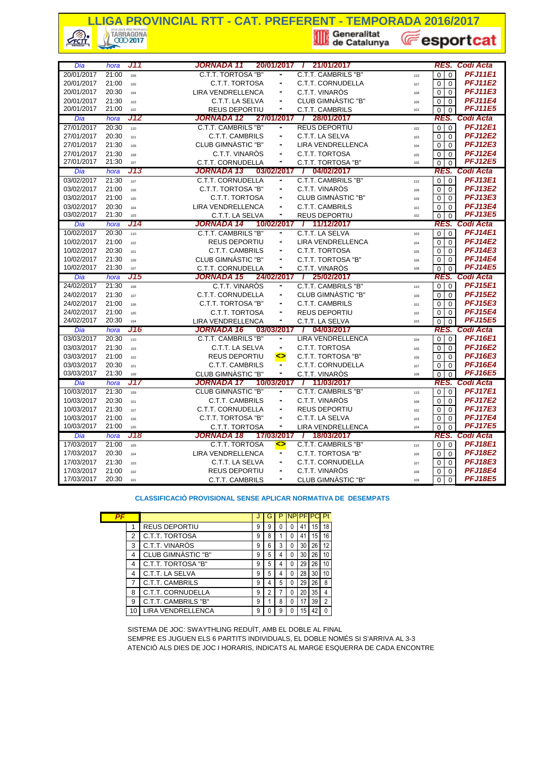# LLIGA PROVINCIAL RTT - CAT. PREFERENT - TEMPORADA 2016/2017

| Dia | hora | J11 | JORNADA 11 | 20/01/2017 / 21/01/2017 | | | RES. | | Codi Acta |
|---|---|---|---|---|---|---|---|---|---|
| 20/01/2017 | 21:00 | 106 | C.T.T. TORTOSA "B" | - | C.T.T. CAMBRILS "B" | 110 | 0 | 0 | PFJ11E1 |
| 20/01/2017 | 21:00 | 105 | C.T.T. TORTOSA | - | C.T.T. CORNUDELLA | 107 | 0 | 0 | PFJ11E2 |
| 20/01/2017 | 20:30 | 104 | LIRA VENDRELLENCA | - | C.T.T. VINARÒS | 108 | 0 | 0 | PFJ11E3 |
| 20/01/2017 | 21:30 | 103 | C.T.T. LA SELVA | - | CLUB GIMNÀSTIC "B" | 109 | 0 | 0 | PFJ11E4 |
| 20/01/2017 | 21:00 | 102 | REUS DEPORTIU | - | C.T.T. CAMBRILS | 101 | 0 | 0 | PFJ11E5 |
| **Dia** | **hora** | **J12** | **JORNADA 12** | **27/01/2017 / 28/01/2017** | | | **RES.** | | **Codi Acta** |
| 27/01/2017 | 20:30 | 110 | C.T.T. CAMBRILS "B" | - | REUS DEPORTIU | 102 | 0 | 0 | PFJ12E1 |
| 27/01/2017 | 20:30 | 101 | C.T.T. CAMBRILS | - | C.T.T. LA SELVA | 103 | 0 | 0 | PFJ12E2 |
| 27/01/2017 | 21:30 | 109 | CLUB GIMNÀSTIC "B" | - | LIRA VENDRELLENCA | 104 | 0 | 0 | PFJ12E3 |
| 27/01/2017 | 21:30 | 108 | C.T.T. VINARÒS | - | C.T.T. TORTOSA | 105 | 0 | 0 | PFJ12E4 |
| 27/01/2017 | 21:30 | 107 | C.T.T. CORNUDELLA | - | C.T.T. TORTOSA "B" | 106 | 0 | 0 | PFJ12E5 |
| **Dia** | **hora** | **J13** | **JORNADA 13** | **03/02/2017 / 04/02/2017** | | | **RES.** | | **Codi Acta** |
| 03/02/2017 | 21:30 | 107 | C.T.T. CORNUDELLA | - | C.T.T. CAMBRILS "B" | 110 | 0 | 0 | PFJ13E1 |
| 03/02/2017 | 21:00 | 106 | C.T.T. TORTOSA "B" | - | C.T.T. VINARÒS | 108 | 0 | 0 | PFJ13E2 |
| 03/02/2017 | 21:00 | 105 | C.T.T. TORTOSA | - | CLUB GIMNÀSTIC "B" | 109 | 0 | 0 | PFJ13E3 |
| 03/02/2017 | 20:30 | 104 | LIRA VENDRELLENCA | - | C.T.T. CAMBRILS | 101 | 0 | 0 | PFJ13E4 |
| 03/02/2017 | 21:30 | 103 | C.T.T. LA SELVA | - | REUS DEPORTIU | 102 | 0 | 0 | PFJ13E5 |
| **Dia** | **hora** | **J14** | **JORNADA 14** | **10/02/2017 / 11/12/2017** | | | **RES.** | | **Codi Acta** |
| 10/02/2017 | 20:30 | 110 | C.T.T. CAMBRILS "B" | - | C.T.T. LA SELVA | 103 | 0 | 0 | PFJ14E1 |
| 10/02/2017 | 21:00 | 102 | REUS DEPORTIU | - | LIRA VENDRELLENCA | 104 | 0 | 0 | PFJ14E2 |
| 10/02/2017 | 20:30 | 101 | C.T.T. CAMBRILS | - | C.T.T. TORTOSA | 105 | 0 | 0 | PFJ14E3 |
| 10/02/2017 | 21:30 | 109 | CLUB GIMNÀSTIC "B" | - | C.T.T. TORTOSA "B" | 106 | 0 | 0 | PFJ14E4 |
| 10/02/2017 | 21:30 | 107 | C.T.T. CORNUDELLA | - | C.T.T. VINARÒS | 108 | 0 | 0 | PFJ14E5 |
| **Dia** | **hora** | **J15** | **JORNADA 15** | **24/02/2017 / 25/02/2017** | | | **RES.** | | **Codi Acta** |
| 24/02/2017 | 21:30 | 108 | C.T.T. VINARÒS | - | C.T.T. CAMBRILS "B" | 110 | 0 | 0 | PFJ15E1 |
| 24/02/2017 | 21:30 | 107 | C.T.T. CORNUDELLA | - | CLUB GIMNÀSTIC "B" | 109 | 0 | 0 | PFJ15E2 |
| 24/02/2017 | 21:00 | 106 | C.T.T. TORTOSA "B" | - | C.T.T. CAMBRILS | 101 | 0 | 0 | PFJ15E3 |
| 24/02/2017 | 21:00 | 105 | C.T.T. TORTOSA | - | REUS DEPORTIU | 102 | 0 | 0 | PFJ15E4 |
| 24/02/2017 | 20:30 | 104 | LIRA VENDRELLENCA | - | C.T.T. LA SELVA | 103 | 0 | 0 | PFJ15E5 |
| **Dia** | **hora** | **J16** | **JORNADA 16** | **03/03/2017 / 04/03/2017** | | | **RES.** | | **Codi Acta** |
| 03/03/2017 | 20:30 | 110 | C.T.T. CAMBRILS "B" | - | LIRA VENDRELLENCA | 104 | 0 | 0 | PFJ16E1 |
| 03/03/2017 | 21:30 | 103 | C.T.T. LA SELVA | - | C.T.T. TORTOSA | 105 | 0 | 0 | PFJ16E2 |
| 03/03/2017 | 21:00 | 102 | REUS DEPORTIU | <> | C.T.T. TORTOSA "B" | 106 | 0 | 0 | PFJ16E3 |
| 03/03/2017 | 20:30 | 101 | C.T.T. CAMBRILS | - | C.T.T. CORNUDELLA | 107 | 0 | 0 | PFJ16E4 |
| 03/03/2017 | 21:30 | 109 | CLUB GIMNÀSTIC "B" | - | C.T.T. VINARÒS | 108 | 0 | 0 | PFJ16E5 |
| **Dia** | **hora** | **J17** | **JORNADA 17** | **10/03/2017 / 11/03/2017** | | | **RES.** | | **Codi Acta** |
| 10/03/2017 | 21:30 | 109 | CLUB GIMNÀSTIC "B" | - | C.T.T. CAMBRILS "B" | 110 | 0 | 0 | PFJ17E1 |
| 10/03/2017 | 20:30 | 101 | C.T.T. CAMBRILS | - | C.T.T. VINARÒS | 108 | 0 | 0 | PFJ17E2 |
| 10/03/2017 | 21:30 | 107 | C.T.T. CORNUDELLA | - | REUS DEPORTIU | 102 | 0 | 0 | PFJ17E3 |
| 10/03/2017 | 21:00 | 106 | C.T.T. TORTOSA "B" | - | C.T.T. LA SELVA | 103 | 0 | 0 | PFJ17E4 |
| 10/03/2017 | 21:00 | 105 | C.T.T. TORTOSA | - | LIRA VENDRELLENCA | 104 | 0 | 0 | PFJ17E5 |
| **Dia** | **hora** | **J18** | **JORNADA 18** | **17/03/2017 / 18/03/2017** | | | **RES.** | | **Codi Acta** |
| 17/03/2017 | 21:00 | 105 | C.T.T. TORTOSA | <> | C.T.T. CAMBRILS "B" | 110 | 0 | 0 | PFJ18E1 |
| 17/03/2017 | 20:30 | 104 | LIRA VENDRELLENCA | - | C.T.T. TORTOSA "B" | 106 | 0 | 0 | PFJ18E2 |
| 17/03/2017 | 21:30 | 103 | C.T.T. LA SELVA | - | C.T.T. CORNUDELLA | 107 | 0 | 0 | PFJ18E3 |
| 17/03/2017 | 21:00 | 102 | REUS DEPORTIU | - | C.T.T. VINARÒS | 108 | 0 | 0 | PFJ18E4 |
| 17/03/2017 | 20:30 | 101 | C.T.T. CAMBRILS | - | CLUB GIMNÀSTIC "B" | 109 | 0 | 0 | PFJ18E5 |

### CLASSIFICACIÓ PROVISIONAL SENSE APLICAR NORMATIVA DE DESEMPATS

| PF | | J | G | P | NP | PF | PC | Pt |
|---|---|---|---|---|---|---|---|---|
| 1 | REUS DEPORTIU | 9 | 9 | 0 | 0 | 41 | 15 | 18 |
| 2 | C.T.T. TORTOSA | 9 | 8 | 1 | 0 | 41 | 15 | 16 |
| 3 | C.T.T. VINARÒS | 9 | 6 | 3 | 0 | 30 | 26 | 12 |
| 4 | CLUB GIMNÀSTIC "B" | 9 | 5 | 4 | 0 | 30 | 26 | 10 |
| 4 | C.T.T. TORTOSA "B" | 9 | 5 | 4 | 0 | 29 | 26 | 10 |
| 4 | C.T.T. LA SELVA | 9 | 5 | 4 | 0 | 28 | 30 | 10 |
| 7 | C.T.T. CAMBRILS | 9 | 4 | 5 | 0 | 29 | 26 | 8 |
| 8 | C.T.T. CORNUDELLA | 9 | 2 | 7 | 0 | 20 | 35 | 4 |
| 9 | C.T.T. CAMBRILS "B" | 9 | 1 | 8 | 0 | 17 | 39 | 2 |
| 10 | LIRA VENDRELLENCA | 9 | 0 | 9 | 0 | 15 | 42 | 0 |

SISTEMA DE JOC: SWAYTHLING REDUÏT, AMB EL DOBLE AL FINAL
SEMPRE ES JUGUEN ELS 6 PARTITS INDIVIDUALS, EL DOBLE NOMÉS SI S'ARRIVA AL 3-3
ATENCIÓ ALS DIES DE JOC I HORARIS, INDICATS AL MARGE ESQUERRA DE CADA ENCONTRE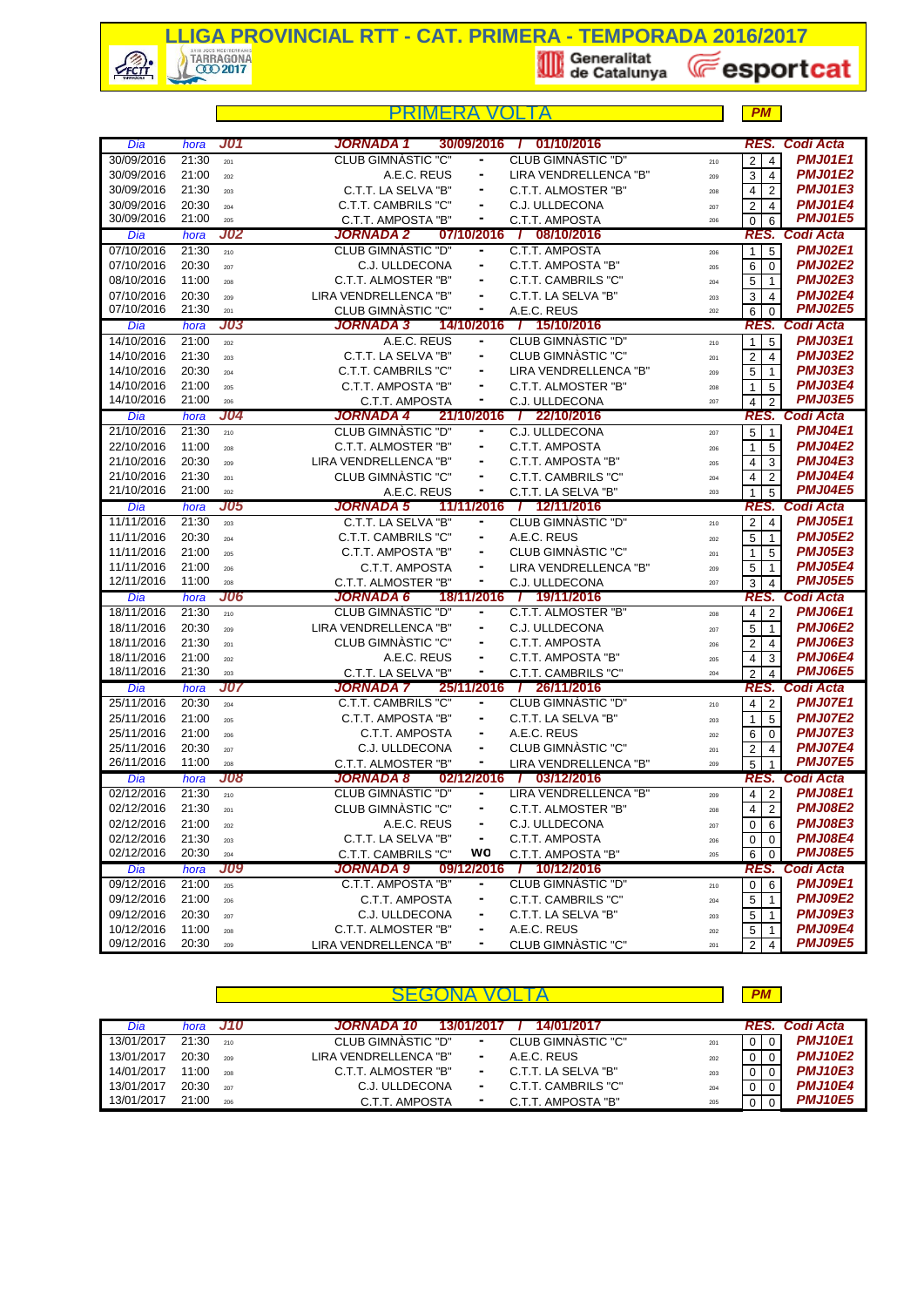# LLIGA PROVINCIAL RTT - CAT. PRIMERA - TEMPORADA 2016/2017

Generalitat de Catalunya — esportcat

## PRIMERA VOLTA

**PM**

| Dia | hora | J01 | JORNADA 1 | 30/09/2016 / 01/10/2016 | | | RES. | | Codi Acta |
|---|---|---|---|---|---|---|---|---|---|
| 30/09/2016 | 21:30 | 201 | CLUB GIMNÀSTIC "C" | - | CLUB GIMNÀSTIC "D" | 210 | 2 | 4 | PMJ01E1 |
| 30/09/2016 | 21:00 | 202 | A.E.C. REUS | - | LIRA VENDRELLENCA "B" | 209 | 3 | 4 | PMJ01E2 |
| 30/09/2016 | 21:30 | 203 | C.T.T. LA SELVA "B" | - | C.T.T. ALMOSTER "B" | 208 | 4 | 2 | PMJ01E3 |
| 30/09/2016 | 20:30 | 204 | C.T.T. CAMBRILS "C" | - | C.J. ULLDECONA | 207 | 2 | 4 | PMJ01E4 |
| 30/09/2016 | 21:00 | 205 | C.T.T. AMPOSTA "B" | - | C.T.T. AMPOSTA | 206 | 0 | 6 | PMJ01E5 |
| **Dia** | **hora** | **J02** | **JORNADA 2** | **07/10/2016 / 08/10/2016** | | | **RES.** | | **Codi Acta** |
| 07/10/2016 | 21:30 | 210 | CLUB GIMNÀSTIC "D" | - | C.T.T. AMPOSTA | 206 | 1 | 5 | PMJ02E1 |
| 07/10/2016 | 20:30 | 207 | C.J. ULLDECONA | - | C.T.T. AMPOSTA "B" | 205 | 6 | 0 | PMJ02E2 |
| 08/10/2016 | 11:00 | 208 | C.T.T. ALMOSTER "B" | - | C.T.T. CAMBRILS "C" | 204 | 5 | 1 | PMJ02E3 |
| 07/10/2016 | 20:30 | 209 | LIRA VENDRELLENCA "B" | - | C.T.T. LA SELVA "B" | 203 | 3 | 4 | PMJ02E4 |
| 07/10/2016 | 21:30 | 201 | CLUB GIMNÀSTIC "C" | - | A.E.C. REUS | 202 | 6 | 0 | PMJ02E5 |
| **Dia** | **hora** | **J03** | **JORNADA 3** | **14/10/2016 / 15/10/2016** | | | **RES.** | | **Codi Acta** |
| 14/10/2016 | 21:00 | 202 | A.E.C. REUS | - | CLUB GIMNÀSTIC "D" | 210 | 1 | 5 | PMJ03E1 |
| 14/10/2016 | 21:30 | 203 | C.T.T. LA SELVA "B" | - | CLUB GIMNÀSTIC "C" | 201 | 2 | 4 | PMJ03E2 |
| 14/10/2016 | 20:30 | 204 | C.T.T. CAMBRILS "C" | - | LIRA VENDRELLENCA "B" | 209 | 5 | 1 | PMJ03E3 |
| 14/10/2016 | 21:00 | 205 | C.T.T. AMPOSTA "B" | - | C.T.T. ALMOSTER "B" | 208 | 1 | 5 | PMJ03E4 |
| 14/10/2016 | 21:00 | 206 | C.T.T. AMPOSTA | - | C.J. ULLDECONA | 207 | 4 | 2 | PMJ03E5 |
| **Dia** | **hora** | **J04** | **JORNADA 4** | **21/10/2016 / 22/10/2016** | | | **RES.** | | **Codi Acta** |
| 21/10/2016 | 21:30 | 210 | CLUB GIMNÀSTIC "D" | - | C.J. ULLDECONA | 207 | 5 | 1 | PMJ04E1 |
| 22/10/2016 | 11:00 | 208 | C.T.T. ALMOSTER "B" | - | C.T.T. AMPOSTA | 206 | 1 | 5 | PMJ04E2 |
| 21/10/2016 | 20:30 | 209 | LIRA VENDRELLENCA "B" | - | C.T.T. AMPOSTA "B" | 205 | 4 | 3 | PMJ04E3 |
| 21/10/2016 | 21:30 | 201 | CLUB GIMNÀSTIC "C" | - | C.T.T. CAMBRILS "C" | 204 | 4 | 2 | PMJ04E4 |
| 21/10/2016 | 21:00 | 202 | A.E.C. REUS | - | C.T.T. LA SELVA "B" | 203 | 1 | 5 | PMJ04E5 |
| **Dia** | **hora** | **J05** | **JORNADA 5** | **11/11/2016 / 12/11/2016** | | | **RES.** | | **Codi Acta** |
| 11/11/2016 | 21:30 | 203 | C.T.T. LA SELVA "B" | - | CLUB GIMNÀSTIC "D" | 210 | 2 | 4 | PMJ05E1 |
| 11/11/2016 | 20:30 | 204 | C.T.T. CAMBRILS "C" | - | A.E.C. REUS | 202 | 5 | 1 | PMJ05E2 |
| 11/11/2016 | 21:00 | 205 | C.T.T. AMPOSTA "B" | - | CLUB GIMNÀSTIC "C" | 201 | 1 | 5 | PMJ05E3 |
| 11/11/2016 | 21:00 | 206 | C.T.T. AMPOSTA | - | LIRA VENDRELLENCA "B" | 209 | 5 | 1 | PMJ05E4 |
| 12/11/2016 | 11:00 | 208 | C.T.T. ALMOSTER "B" | - | C.J. ULLDECONA | 207 | 3 | 4 | PMJ05E5 |
| **Dia** | **hora** | **J06** | **JORNADA 6** | **18/11/2016 / 19/11/2016** | | | **RES.** | | **Codi Acta** |
| 18/11/2016 | 21:30 | 210 | CLUB GIMNÀSTIC "D" | - | C.T.T. ALMOSTER "B" | 208 | 4 | 2 | PMJ06E1 |
| 18/11/2016 | 20:30 | 209 | LIRA VENDRELLENCA "B" | - | C.J. ULLDECONA | 207 | 5 | 1 | PMJ06E2 |
| 18/11/2016 | 21:30 | 201 | CLUB GIMNÀSTIC "C" | - | C.T.T. AMPOSTA | 206 | 2 | 4 | PMJ06E3 |
| 18/11/2016 | 21:00 | 202 | A.E.C. REUS | - | C.T.T. AMPOSTA "B" | 205 | 4 | 3 | PMJ06E4 |
| 18/11/2016 | 21:30 | 203 | C.T.T. LA SELVA "B" | - | C.T.T. CAMBRILS "C" | 204 | 2 | 4 | PMJ06E5 |
| **Dia** | **hora** | **J07** | **JORNADA 7** | **25/11/2016 / 26/11/2016** | | | **RES.** | | **Codi Acta** |
| 25/11/2016 | 20:30 | 204 | C.T.T. CAMBRILS "C" | - | CLUB GIMNÀSTIC "D" | 210 | 4 | 2 | PMJ07E1 |
| 25/11/2016 | 21:00 | 205 | C.T.T. AMPOSTA "B" | - | C.T.T. LA SELVA "B" | 203 | 1 | 5 | PMJ07E2 |
| 25/11/2016 | 21:00 | 206 | C.T.T. AMPOSTA | - | A.E.C. REUS | 202 | 6 | 0 | PMJ07E3 |
| 25/11/2016 | 20:30 | 207 | C.J. ULLDECONA | - | CLUB GIMNÀSTIC "C" | 201 | 2 | 4 | PMJ07E4 |
| 26/11/2016 | 11:00 | 208 | C.T.T. ALMOSTER "B" | - | LIRA VENDRELLENCA "B" | 209 | 5 | 1 | PMJ07E5 |
| **Dia** | **hora** | **J08** | **JORNADA 8** | **02/12/2016 / 03/12/2016** | | | **RES.** | | **Codi Acta** |
| 02/12/2016 | 21:30 | 210 | CLUB GIMNÀSTIC "D" | - | LIRA VENDRELLENCA "B" | 209 | 4 | 2 | PMJ08E1 |
| 02/12/2016 | 21:30 | 201 | CLUB GIMNÀSTIC "C" | - | C.T.T. ALMOSTER "B" | 208 | 4 | 2 | PMJ08E2 |
| 02/12/2016 | 21:00 | 202 | A.E.C. REUS | - | C.J. ULLDECONA | 207 | 0 | 6 | PMJ08E3 |
| 02/12/2016 | 21:30 | 203 | C.T.T. LA SELVA "B" | - | C.T.T. AMPOSTA | 206 | 0 | 0 | PMJ08E4 |
| 02/12/2016 | 20:30 | 204 | C.T.T. CAMBRILS "C" | WO | C.T.T. AMPOSTA "B" | 205 | 6 | 0 | PMJ08E5 |
| **Dia** | **hora** | **J09** | **JORNADA 9** | **09/12/2016 / 10/12/2016** | | | **RES.** | | **Codi Acta** |
| 09/12/2016 | 21:00 | 205 | C.T.T. AMPOSTA "B" | - | CLUB GIMNÀSTIC "D" | 210 | 0 | 6 | PMJ09E1 |
| 09/12/2016 | 21:00 | 206 | C.T.T. AMPOSTA | - | C.T.T. CAMBRILS "C" | 204 | 5 | 1 | PMJ09E2 |
| 09/12/2016 | 20:30 | 207 | C.J. ULLDECONA | - | C.T.T. LA SELVA "B" | 203 | 5 | 1 | PMJ09E3 |
| 10/12/2016 | 11:00 | 208 | C.T.T. ALMOSTER "B" | - | A.E.C. REUS | 202 | 5 | 1 | PMJ09E4 |
| 09/12/2016 | 20:30 | 209 | LIRA VENDRELLENCA "B" | - | CLUB GIMNÀSTIC "C" | 201 | 2 | 4 | PMJ09E5 |

## SEGONA VOLTA

**PM**

| Dia | hora | J10 | JORNADA 10 | 13/01/2017 / 14/01/2017 | | | RES. | | Codi Acta |
|---|---|---|---|---|---|---|---|---|---|
| 13/01/2017 | 21:30 | 210 | CLUB GIMNÀSTIC "D" | - | CLUB GIMNÀSTIC "C" | 201 | 0 | 0 | PMJ10E1 |
| 13/01/2017 | 20:30 | 209 | LIRA VENDRELLENCA "B" | - | A.E.C. REUS | 202 | 0 | 0 | PMJ10E2 |
| 14/01/2017 | 11:00 | 208 | C.T.T. ALMOSTER "B" | - | C.T.T. LA SELVA "B" | 203 | 0 | 0 | PMJ10E3 |
| 13/01/2017 | 20:30 | 207 | C.J. ULLDECONA | - | C.T.T. CAMBRILS "C" | 204 | 0 | 0 | PMJ10E4 |
| 13/01/2017 | 21:00 | 206 | C.T.T. AMPOSTA | - | C.T.T. AMPOSTA "B" | 205 | 0 | 0 | PMJ10E5 |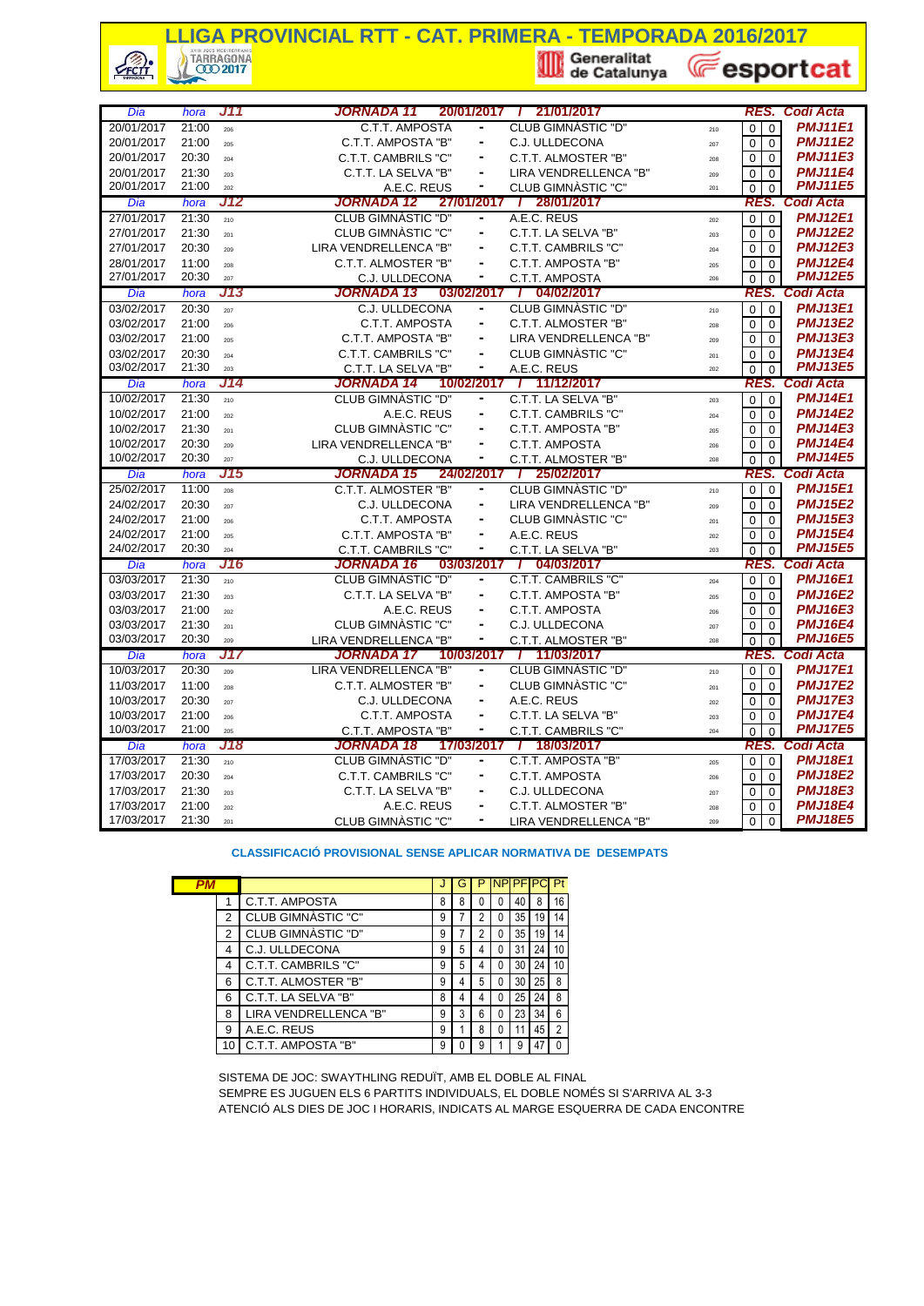# LLIGA PROVINCIAL RTT - CAT. PRIMERA - TEMPORADA 2016/2017

| Dia | hora | J11 | JORNADA 11 20/01/2017 / 21/01/2017 | | | | RES. | | Codi Acta |
|---|---|---|---|---|---|---|---|---|---|
| 20/01/2017 | 21:00 | 206 | C.T.T. AMPOSTA | - | CLUB GIMNÀSTIC "D" | 210 | 0 | 0 | PMJ11E1 |
| 20/01/2017 | 21:00 | 205 | C.T.T. AMPOSTA "B" | - | C.J. ULLDECONA | 207 | 0 | 0 | PMJ11E2 |
| 20/01/2017 | 20:30 | 204 | C.T.T. CAMBRILS "C" | - | C.T.T. ALMOSTER "B" | 208 | 0 | 0 | PMJ11E3 |
| 20/01/2017 | 21:30 | 203 | C.T.T. LA SELVA "B" | - | LIRA VENDRELLENCA "B" | 209 | 0 | 0 | PMJ11E4 |
| 20/01/2017 | 21:00 | 202 | A.E.C. REUS | - | CLUB GIMNÀSTIC "C" | 201 | 0 | 0 | PMJ11E5 |
| **Dia** | **hora** | **J12** | **JORNADA 12 27/01/2017 / 28/01/2017** | | | | **RES.** | | **Codi Acta** |
| 27/01/2017 | 21:30 | 210 | CLUB GIMNÀSTIC "D" | - | A.E.C. REUS | 202 | 0 | 0 | PMJ12E1 |
| 27/01/2017 | 21:30 | 201 | CLUB GIMNÀSTIC "C" | - | C.T.T. LA SELVA "B" | 203 | 0 | 0 | PMJ12E2 |
| 27/01/2017 | 20:30 | 209 | LIRA VENDRELLENCA "B" | - | C.T.T. CAMBRILS "C" | 204 | 0 | 0 | PMJ12E3 |
| 28/01/2017 | 11:00 | 208 | C.T.T. ALMOSTER "B" | - | C.T.T. AMPOSTA "B" | 205 | 0 | 0 | PMJ12E4 |
| 27/01/2017 | 20:30 | 207 | C.J. ULLDECONA | - | C.T.T. AMPOSTA | 206 | 0 | 0 | PMJ12E5 |
| **Dia** | **hora** | **J13** | **JORNADA 13 03/02/2017 / 04/02/2017** | | | | **RES.** | | **Codi Acta** |
| 03/02/2017 | 20:30 | 207 | C.J. ULLDECONA | - | CLUB GIMNÀSTIC "D" | 210 | 0 | 0 | PMJ13E1 |
| 03/02/2017 | 21:00 | 206 | C.T.T. AMPOSTA | - | C.T.T. ALMOSTER "B" | 208 | 0 | 0 | PMJ13E2 |
| 03/02/2017 | 21:00 | 205 | C.T.T. AMPOSTA "B" | - | LIRA VENDRELLENCA "B" | 209 | 0 | 0 | PMJ13E3 |
| 03/02/2017 | 20:30 | 204 | C.T.T. CAMBRILS "C" | - | CLUB GIMNÀSTIC "C" | 201 | 0 | 0 | PMJ13E4 |
| 03/02/2017 | 21:30 | 203 | C.T.T. LA SELVA "B" | - | A.E.C. REUS | 202 | 0 | 0 | PMJ13E5 |
| **Dia** | **hora** | **J14** | **JORNADA 14 10/02/2017 / 11/12/2017** | | | | **RES.** | | **Codi Acta** |
| 10/02/2017 | 21:30 | 210 | CLUB GIMNÀSTIC "D" | - | C.T.T. LA SELVA "B" | 203 | 0 | 0 | PMJ14E1 |
| 10/02/2017 | 21:00 | 202 | A.E.C. REUS | - | C.T.T. CAMBRILS "C" | 204 | 0 | 0 | PMJ14E2 |
| 10/02/2017 | 21:30 | 201 | CLUB GIMNÀSTIC "C" | - | C.T.T. AMPOSTA "B" | 205 | 0 | 0 | PMJ14E3 |
| 10/02/2017 | 20:30 | 209 | LIRA VENDRELLENCA "B" | - | C.T.T. AMPOSTA | 206 | 0 | 0 | PMJ14E4 |
| 10/02/2017 | 20:30 | 207 | C.J. ULLDECONA | - | C.T.T. ALMOSTER "B" | 208 | 0 | 0 | PMJ14E5 |
| **Dia** | **hora** | **J15** | **JORNADA 15 24/02/2017 / 25/02/2017** | | | | **RES.** | | **Codi Acta** |
| 25/02/2017 | 11:00 | 208 | C.T.T. ALMOSTER "B" | - | CLUB GIMNÀSTIC "D" | 210 | 0 | 0 | PMJ15E1 |
| 24/02/2017 | 20:30 | 207 | C.J. ULLDECONA | - | LIRA VENDRELLENCA "B" | 209 | 0 | 0 | PMJ15E2 |
| 24/02/2017 | 21:00 | 206 | C.T.T. AMPOSTA | - | CLUB GIMNÀSTIC "C" | 201 | 0 | 0 | PMJ15E3 |
| 24/02/2017 | 21:00 | 205 | C.T.T. AMPOSTA "B" | - | A.E.C. REUS | 202 | 0 | 0 | PMJ15E4 |
| 24/02/2017 | 20:30 | 204 | C.T.T. CAMBRILS "C" | - | C.T.T. LA SELVA "B" | 203 | 0 | 0 | PMJ15E5 |
| **Dia** | **hora** | **J16** | **JORNADA 16 03/03/2017 / 04/03/2017** | | | | **RES.** | | **Codi Acta** |
| 03/03/2017 | 21:30 | 210 | CLUB GIMNÀSTIC "D" | - | C.T.T. CAMBRILS "C" | 204 | 0 | 0 | PMJ16E1 |
| 03/03/2017 | 21:30 | 203 | C.T.T. LA SELVA "B" | - | C.T.T. AMPOSTA "B" | 205 | 0 | 0 | PMJ16E2 |
| 03/03/2017 | 21:00 | 202 | A.E.C. REUS | - | C.T.T. AMPOSTA | 206 | 0 | 0 | PMJ16E3 |
| 03/03/2017 | 21:30 | 201 | CLUB GIMNÀSTIC "C" | - | C.J. ULLDECONA | 207 | 0 | 0 | PMJ16E4 |
| 03/03/2017 | 20:30 | 209 | LIRA VENDRELLENCA "B" | - | C.T.T. ALMOSTER "B" | 208 | 0 | 0 | PMJ16E5 |
| **Dia** | **hora** | **J17** | **JORNADA 17 10/03/2017 / 11/03/2017** | | | | **RES.** | | **Codi Acta** |
| 10/03/2017 | 20:30 | 209 | LIRA VENDRELLENCA "B" | - | CLUB GIMNÀSTIC "D" | 210 | 0 | 0 | PMJ17E1 |
| 11/03/2017 | 11:00 | 208 | C.T.T. ALMOSTER "B" | - | CLUB GIMNÀSTIC "C" | 201 | 0 | 0 | PMJ17E2 |
| 10/03/2017 | 20:30 | 207 | C.J. ULLDECONA | - | A.E.C. REUS | 202 | 0 | 0 | PMJ17E3 |
| 10/03/2017 | 21:00 | 206 | C.T.T. AMPOSTA | - | C.T.T. LA SELVA "B" | 203 | 0 | 0 | PMJ17E4 |
| 10/03/2017 | 21:00 | 205 | C.T.T. AMPOSTA "B" | - | C.T.T. CAMBRILS "C" | 204 | 0 | 0 | PMJ17E5 |
| **Dia** | **hora** | **J18** | **JORNADA 18 17/03/2017 / 18/03/2017** | | | | **RES.** | | **Codi Acta** |
| 17/03/2017 | 21:30 | 210 | CLUB GIMNÀSTIC "D" | - | C.T.T. AMPOSTA "B" | 205 | 0 | 0 | PMJ18E1 |
| 17/03/2017 | 20:30 | 204 | C.T.T. CAMBRILS "C" | - | C.T.T. AMPOSTA | 206 | 0 | 0 | PMJ18E2 |
| 17/03/2017 | 21:30 | 203 | C.T.T. LA SELVA "B" | - | C.J. ULLDECONA | 207 | 0 | 0 | PMJ18E3 |
| 17/03/2017 | 21:00 | 202 | A.E.C. REUS | - | C.T.T. ALMOSTER "B" | 208 | 0 | 0 | PMJ18E4 |
| 17/03/2017 | 21:30 | 201 | CLUB GIMNÀSTIC "C" | - | LIRA VENDRELLENCA "B" | 209 | 0 | 0 | PMJ18E5 |

### CLASSIFICACIÓ PROVISIONAL SENSE APLICAR NORMATIVA DE DESEMPATS

| PM | | J | G | P | NP | PF | PC | Pt |
|---|---|---|---|---|---|---|---|---|
| 1 | C.T.T. AMPOSTA | 8 | 8 | 0 | 0 | 40 | 8 | 16 |
| 2 | CLUB GIMNÀSTIC "C" | 9 | 7 | 2 | 0 | 35 | 19 | 14 |
| 2 | CLUB GIMNÀSTIC "D" | 9 | 7 | 2 | 0 | 35 | 19 | 14 |
| 4 | C.J. ULLDECONA | 9 | 5 | 4 | 0 | 31 | 24 | 10 |
| 4 | C.T.T. CAMBRILS "C" | 9 | 5 | 4 | 0 | 30 | 24 | 10 |
| 6 | C.T.T. ALMOSTER "B" | 9 | 4 | 5 | 0 | 30 | 25 | 8 |
| 6 | C.T.T. LA SELVA "B" | 8 | 4 | 4 | 0 | 25 | 24 | 8 |
| 8 | LIRA VENDRELLENCA "B" | 9 | 3 | 6 | 0 | 23 | 34 | 6 |
| 9 | A.E.C. REUS | 9 | 1 | 8 | 0 | 11 | 45 | 2 |
| 10 | C.T.T. AMPOSTA "B" | 9 | 0 | 9 | 1 | 9 | 47 | 0 |

SISTEMA DE JOC: SWAYTHLING REDUÏT, AMB EL DOBLE AL FINAL

SEMPRE ES JUGUEN ELS 6 PARTITS INDIVIDUALS, EL DOBLE NOMÉS SI S'ARRIVA AL 3-3

ATENCIÓ ALS DIES DE JOC I HORARIS, INDICATS AL MARGE ESQUERRA DE CADA ENCONTRE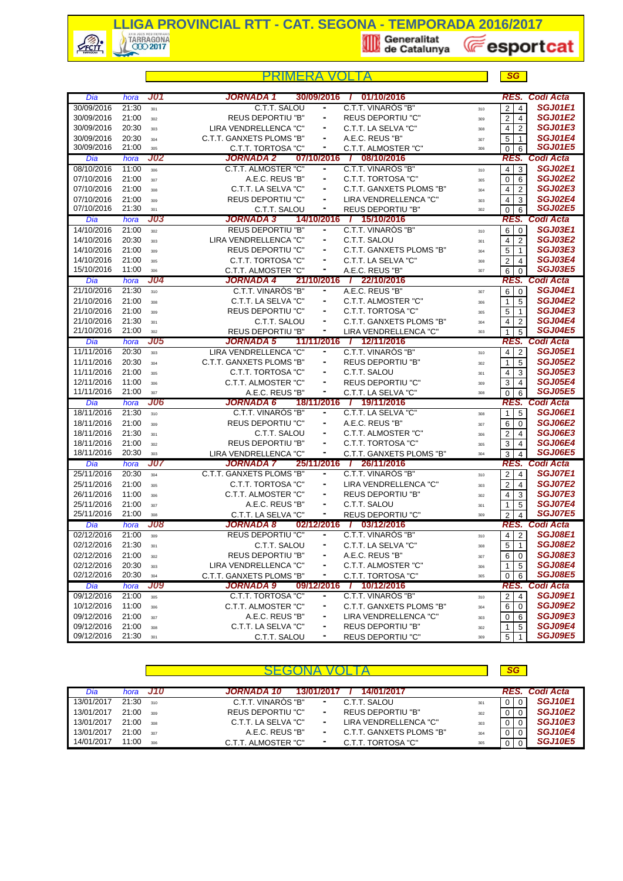# LLIGA PROVINCIAL RTT - CAT. SEGONA - TEMPORADA 2016/2017

## PRIMERA VOLTA

SG

| Dia | hora | J01 | JORNADA 1 30/09/2016 / 01/10/2016 | | | | RES. | | Codi Acta |
|---|---|---|---|---|---|---|---|---|---|
| 30/09/2016 | 21:30 | 301 | C.T.T. SALOU | - | C.T.T. VINARÒS "B" | 310 | 2 | 4 | SGJ01E1 |
| 30/09/2016 | 21:00 | 302 | REUS DEPORTIU "B" | - | REUS DEPORTIU "C" | 309 | 2 | 4 | SGJ01E2 |
| 30/09/2016 | 20:30 | 303 | LIRA VENDRELLENCA "C" | - | C.T.T. LA SELVA "C" | 308 | 4 | 2 | SGJ01E3 |
| 30/09/2016 | 20:30 | 304 | C.T.T. GANXETS PLOMS "B" | - | A.E.C. REUS "B" | 307 | 5 | 1 | SGJ01E4 |
| 30/09/2016 | 21:00 | 305 | C.T.T. TORTOSA "C" | - | C.T.T. ALMOSTER "C" | 306 | 0 | 6 | SGJ01E5 |
| Dia | hora | J02 | JORNADA 2 07/10/2016 / 08/10/2016 | | | | RES. | | Codi Acta |
| 08/10/2016 | 11:00 | 306 | C.T.T. ALMOSTER "C" | - | C.T.T. VINARÒS "B" | 310 | 4 | 3 | SGJ02E1 |
| 07/10/2016 | 21:00 | 307 | A.E.C. REUS "B" | - | C.T.T. TORTOSA "C" | 305 | 0 | 6 | SGJ02E2 |
| 07/10/2016 | 21:00 | 308 | C.T.T. LA SELVA "C" | - | C.T.T. GANXETS PLOMS "B" | 304 | 4 | 2 | SGJ02E3 |
| 07/10/2016 | 21:00 | 309 | REUS DEPORTIU "C" | - | LIRA VENDRELLENCA "C" | 303 | 4 | 3 | SGJ02E4 |
| 07/10/2016 | 21:30 | 301 | C.T.T. SALOU | - | REUS DEPORTIU "B" | 302 | 0 | 6 | SGJ02E5 |
| Dia | hora | J03 | JORNADA 3 14/10/2016 / 15/10/2016 | | | | RES. | | Codi Acta |
| 14/10/2016 | 21:00 | 302 | REUS DEPORTIU "B" | - | C.T.T. VINARÒS "B" | 310 | 6 | 0 | SGJ03E1 |
| 14/10/2016 | 20:30 | 303 | LIRA VENDRELLENCA "C" | - | C.T.T. SALOU | 301 | 4 | 2 | SGJ03E2 |
| 14/10/2016 | 21:00 | 309 | REUS DEPORTIU "C" | - | C.T.T. GANXETS PLOMS "B" | 304 | 5 | 1 | SGJ03E3 |
| 14/10/2016 | 21:00 | 305 | C.T.T. TORTOSA "C" | - | C.T.T. LA SELVA "C" | 308 | 2 | 4 | SGJ03E4 |
| 15/10/2016 | 11:00 | 306 | C.T.T. ALMOSTER "C" | - | A.E.C. REUS "B" | 307 | 6 | 0 | SGJ03E5 |
| Dia | hora | J04 | JORNADA 4 21/10/2016 / 22/10/2016 | | | | RES. | | Codi Acta |
| 21/10/2016 | 21:30 | 310 | C.T.T. VINARÒS "B" | - | A.E.C. REUS "B" | 307 | 6 | 0 | SGJ04E1 |
| 21/10/2016 | 21:00 | 308 | C.T.T. LA SELVA "C" | - | C.T.T. ALMOSTER "C" | 306 | 1 | 5 | SGJ04E2 |
| 21/10/2016 | 21:00 | 309 | REUS DEPORTIU "C" | - | C.T.T. TORTOSA "C" | 305 | 5 | 1 | SGJ04E3 |
| 21/10/2016 | 21:30 | 301 | C.T.T. SALOU | - | C.T.T. GANXETS PLOMS "B" | 304 | 4 | 2 | SGJ04E4 |
| 21/10/2016 | 21:00 | 302 | REUS DEPORTIU "B" | - | LIRA VENDRELLENCA "C" | 303 | 1 | 5 | SGJ04E5 |
| Dia | hora | J05 | JORNADA 5 11/11/2016 / 12/11/2016 | | | | RES. | | Codi Acta |
| 11/11/2016 | 20:30 | 303 | LIRA VENDRELLENCA "C" | - | C.T.T. VINARÒS "B" | 310 | 4 | 2 | SGJ05E1 |
| 11/11/2016 | 20:30 | 304 | C.T.T. GANXETS PLOMS "B" | - | REUS DEPORTIU "B" | 302 | 1 | 5 | SGJ05E2 |
| 11/11/2016 | 21:00 | 305 | C.T.T. TORTOSA "C" | - | C.T.T. SALOU | 301 | 4 | 3 | SGJ05E3 |
| 12/11/2016 | 11:00 | 306 | C.T.T. ALMOSTER "C" | - | REUS DEPORTIU "C" | 309 | 3 | 4 | SGJ05E4 |
| 11/11/2016 | 21:00 | 307 | A.E.C. REUS "B" | - | C.T.T. LA SELVA "C" | 308 | 0 | 6 | SGJ05E5 |
| Dia | hora | J06 | JORNADA 6 18/11/2016 / 19/11/2016 | | | | RES. | | Codi Acta |
| 18/11/2016 | 21:30 | 310 | C.T.T. VINARÒS "B" | - | C.T.T. LA SELVA "C" | 308 | 1 | 5 | SGJ06E1 |
| 18/11/2016 | 21:00 | 309 | REUS DEPORTIU "C" | - | A.E.C. REUS "B" | 307 | 6 | 0 | SGJ06E2 |
| 18/11/2016 | 21:30 | 301 | C.T.T. SALOU | - | C.T.T. ALMOSTER "C" | 306 | 2 | 4 | SGJ06E3 |
| 18/11/2016 | 21:00 | 302 | REUS DEPORTIU "B" | - | C.T.T. TORTOSA "C" | 305 | 3 | 4 | SGJ06E4 |
| 18/11/2016 | 20:30 | 303 | LIRA VENDRELLENCA "C" | - | C.T.T. GANXETS PLOMS "B" | 304 | 3 | 4 | SGJ06E5 |
| Dia | hora | J07 | JORNADA 7 25/11/2016 / 26/11/2016 | | | | RES. | | Codi Acta |
| 25/11/2016 | 20:30 | 304 | C.T.T. GANXETS PLOMS "B" | - | C.T.T. VINARÒS "B" | 310 | 2 | 4 | SGJ07E1 |
| 25/11/2016 | 21:00 | 305 | C.T.T. TORTOSA "C" | - | LIRA VENDRELLENCA "C" | 303 | 2 | 4 | SGJ07E2 |
| 26/11/2016 | 11:00 | 306 | C.T.T. ALMOSTER "C" | - | REUS DEPORTIU "B" | 302 | 4 | 3 | SGJ07E3 |
| 25/11/2016 | 21:00 | 307 | A.E.C. REUS "B" | - | C.T.T. SALOU | 301 | 1 | 5 | SGJ07E4 |
| 25/11/2016 | 21:00 | 308 | C.T.T. LA SELVA "C" | - | REUS DEPORTIU "C" | 309 | 2 | 4 | SGJ07E5 |
| Dia | hora | J08 | JORNADA 8 02/12/2016 / 03/12/2016 | | | | RES. | | Codi Acta |
| 02/12/2016 | 21:00 | 309 | REUS DEPORTIU "C" | - | C.T.T. VINARÒS "B" | 310 | 4 | 2 | SGJ08E1 |
| 02/12/2016 | 21:30 | 301 | C.T.T. SALOU | - | C.T.T. LA SELVA "C" | 308 | 5 | 1 | SGJ08E2 |
| 02/12/2016 | 21:00 | 302 | REUS DEPORTIU "B" | - | A.E.C. REUS "B" | 307 | 6 | 0 | SGJ08E3 |
| 02/12/2016 | 20:30 | 303 | LIRA VENDRELLENCA "C" | - | C.T.T. ALMOSTER "C" | 306 | 1 | 5 | SGJ08E4 |
| 02/12/2016 | 20:30 | 304 | C.T.T. GANXETS PLOMS "B" | - | C.T.T. TORTOSA "C" | 305 | 0 | 6 | SGJ08E5 |
| Dia | hora | J09 | JORNADA 9 09/12/2016 / 10/12/2016 | | | | RES. | | Codi Acta |
| 09/12/2016 | 21:00 | 305 | C.T.T. TORTOSA "C" | - | C.T.T. VINARÒS "B" | 310 | 2 | 4 | SGJ09E1 |
| 10/12/2016 | 11:00 | 306 | C.T.T. ALMOSTER "C" | - | C.T.T. GANXETS PLOMS "B" | 304 | 6 | 0 | SGJ09E2 |
| 09/12/2016 | 21:00 | 307 | A.E.C. REUS "B" | - | LIRA VENDRELLENCA "C" | 303 | 0 | 6 | SGJ09E3 |
| 09/12/2016 | 21:00 | 308 | C.T.T. LA SELVA "C" | - | REUS DEPORTIU "B" | 302 | 1 | 5 | SGJ09E4 |
| 09/12/2016 | 21:30 | 301 | C.T.T. SALOU | - | REUS DEPORTIU "C" | 309 | 5 | 1 | SGJ09E5 |

## SEGONA VOLTA

SG

| Dia | hora | J10 | JORNADA 10 13/01/2017 / 14/01/2017 | | | | RES. | | Codi Acta |
|---|---|---|---|---|---|---|---|---|---|
| 13/01/2017 | 21:30 | 310 | C.T.T. VINARÒS "B" | - | C.T.T. SALOU | 301 | 0 | 0 | SGJ10E1 |
| 13/01/2017 | 21:00 | 309 | REUS DEPORTIU "C" | - | REUS DEPORTIU "B" | 302 | 0 | 0 | SGJ10E2 |
| 13/01/2017 | 21:00 | 308 | C.T.T. LA SELVA "C" | - | LIRA VENDRELLENCA "C" | 303 | 0 | 0 | SGJ10E3 |
| 13/01/2017 | 21:00 | 307 | A.E.C. REUS "B" | - | C.T.T. GANXETS PLOMS "B" | 304 | 0 | 0 | SGJ10E4 |
| 14/01/2017 | 11:00 | 306 | C.T.T. ALMOSTER "C" | - | C.T.T. TORTOSA "C" | 305 | 0 | 0 | SGJ10E5 |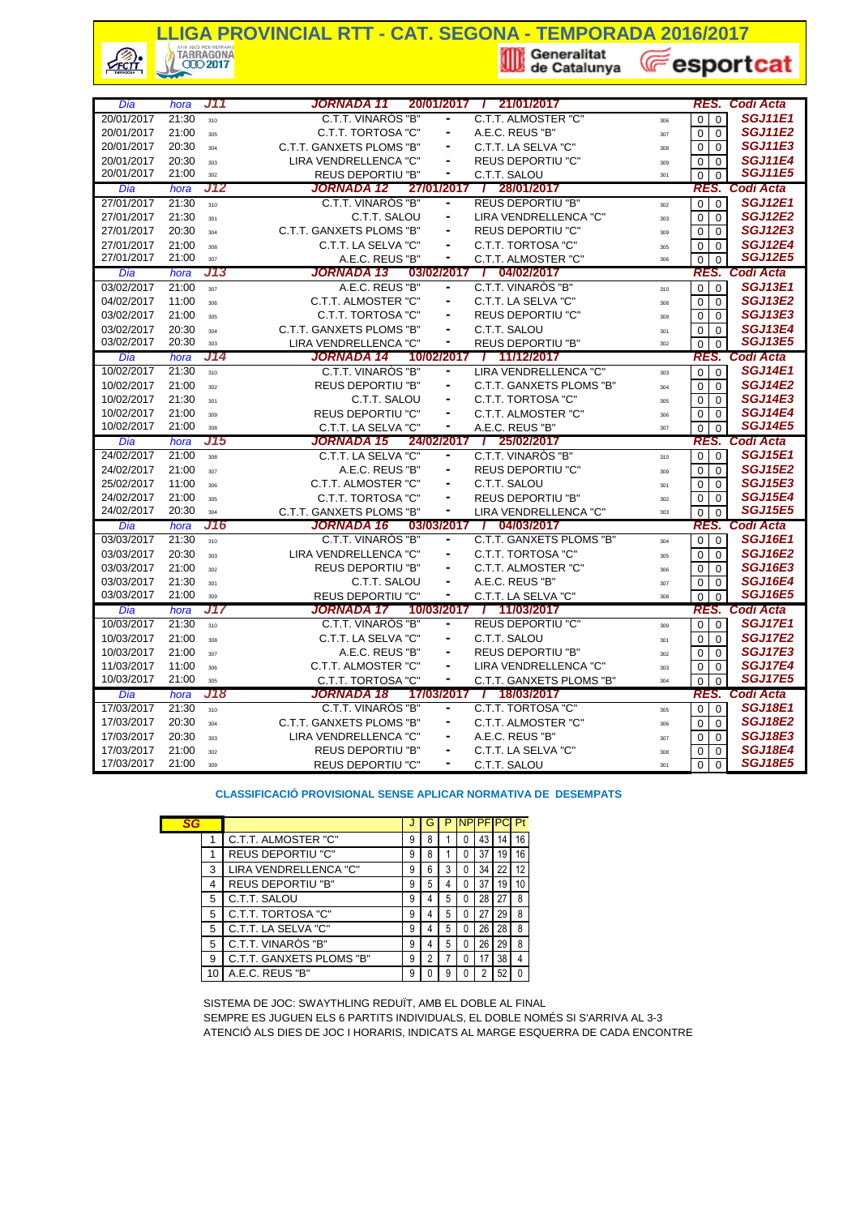# LLIGA PROVINCIAL RTT - CAT. SEGONA - TEMPORADA 2016/2017

Generalitat de Catalunya — esportcat

| Dia | hora | J11 | JORNADA 11 | 20/01/2017 / 21/01/2017 | | | RES. | | Codi Acta |
|---|---|---|---|---|---|---|---|---|---|
| 20/01/2017 | 21:30 | 310 | C.T.T. VINARÒS "B" | - | C.T.T. ALMOSTER "C" | 306 | 0 | 0 | SGJ11E1 |
| 20/01/2017 | 21:00 | 305 | C.T.T. TORTOSA "C" | - | A.E.C. REUS "B" | 307 | 0 | 0 | SGJ11E2 |
| 20/01/2017 | 20:30 | 304 | C.T.T. GANXETS PLOMS "B" | - | C.T.T. LA SELVA "C" | 308 | 0 | 0 | SGJ11E3 |
| 20/01/2017 | 20:30 | 303 | LIRA VENDRELLENCA "C" | - | REUS DEPORTIU "C" | 309 | 0 | 0 | SGJ11E4 |
| 20/01/2017 | 21:00 | 302 | REUS DEPORTIU "B" | - | C.T.T. SALOU | 301 | 0 | 0 | SGJ11E5 |
| **Dia** | **hora** | **J12** | **JORNADA 12** | **27/01/2017 / 28/01/2017** | | | **RES.** | | **Codi Acta** |
| 27/01/2017 | 21:30 | 310 | C.T.T. VINARÒS "B" | - | REUS DEPORTIU "B" | 302 | 0 | 0 | SGJ12E1 |
| 27/01/2017 | 21:30 | 301 | C.T.T. SALOU | - | LIRA VENDRELLENCA "C" | 303 | 0 | 0 | SGJ12E2 |
| 27/01/2017 | 20:30 | 304 | C.T.T. GANXETS PLOMS "B" | - | REUS DEPORTIU "C" | 309 | 0 | 0 | SGJ12E3 |
| 27/01/2017 | 21:00 | 308 | C.T.T. LA SELVA "C" | - | C.T.T. TORTOSA "C" | 305 | 0 | 0 | SGJ12E4 |
| 27/01/2017 | 21:00 | 307 | A.E.C. REUS "B" | - | C.T.T. ALMOSTER "C" | 306 | 0 | 0 | SGJ12E5 |
| **Dia** | **hora** | **J13** | **JORNADA 13** | **03/02/2017 / 04/02/2017** | | | **RES.** | | **Codi Acta** |
| 03/02/2017 | 21:00 | 307 | A.E.C. REUS "B" | - | C.T.T. VINARÒS "B" | 310 | 0 | 0 | SGJ13E1 |
| 04/02/2017 | 11:00 | 306 | C.T.T. ALMOSTER "C" | - | C.T.T. LA SELVA "C" | 308 | 0 | 0 | SGJ13E2 |
| 03/02/2017 | 21:00 | 305 | C.T.T. TORTOSA "C" | - | REUS DEPORTIU "C" | 309 | 0 | 0 | SGJ13E3 |
| 03/02/2017 | 20:30 | 304 | C.T.T. GANXETS PLOMS "B" | - | C.T.T. SALOU | 301 | 0 | 0 | SGJ13E4 |
| 03/02/2017 | 20:30 | 303 | LIRA VENDRELLENCA "C" | - | REUS DEPORTIU "B" | 302 | 0 | 0 | SGJ13E5 |
| **Dia** | **hora** | **J14** | **JORNADA 14** | **10/02/2017 / 11/12/2017** | | | **RES.** | | **Codi Acta** |
| 10/02/2017 | 21:30 | 310 | C.T.T. VINARÒS "B" | - | LIRA VENDRELLENCA "C" | 303 | 0 | 0 | SGJ14E1 |
| 10/02/2017 | 21:00 | 302 | REUS DEPORTIU "B" | - | C.T.T. GANXETS PLOMS "B" | 304 | 0 | 0 | SGJ14E2 |
| 10/02/2017 | 21:30 | 301 | C.T.T. SALOU | - | C.T.T. TORTOSA "C" | 305 | 0 | 0 | SGJ14E3 |
| 10/02/2017 | 21:00 | 309 | REUS DEPORTIU "C" | - | C.T.T. ALMOSTER "C" | 306 | 0 | 0 | SGJ14E4 |
| 10/02/2017 | 21:00 | 308 | C.T.T. LA SELVA "C" | - | A.E.C. REUS "B" | 307 | 0 | 0 | SGJ14E5 |
| **Dia** | **hora** | **J15** | **JORNADA 15** | **24/02/2017 / 25/02/2017** | | | **RES.** | | **Codi Acta** |
| 24/02/2017 | 21:00 | 308 | C.T.T. LA SELVA "C" | - | C.T.T. VINARÒS "B" | 310 | 0 | 0 | SGJ15E1 |
| 24/02/2017 | 21:00 | 307 | A.E.C. REUS "B" | - | REUS DEPORTIU "C" | 309 | 0 | 0 | SGJ15E2 |
| 25/02/2017 | 11:00 | 306 | C.T.T. ALMOSTER "C" | - | C.T.T. SALOU | 301 | 0 | 0 | SGJ15E3 |
| 24/02/2017 | 21:00 | 305 | C.T.T. TORTOSA "C" | - | REUS DEPORTIU "B" | 302 | 0 | 0 | SGJ15E4 |
| 24/02/2017 | 20:30 | 304 | C.T.T. GANXETS PLOMS "B" | - | LIRA VENDRELLENCA "C" | 303 | 0 | 0 | SGJ15E5 |
| **Dia** | **hora** | **J16** | **JORNADA 16** | **03/03/2017 / 04/03/2017** | | | **RES.** | | **Codi Acta** |
| 03/03/2017 | 21:30 | 310 | C.T.T. VINARÒS "B" | - | C.T.T. GANXETS PLOMS "B" | 304 | 0 | 0 | SGJ16E1 |
| 03/03/2017 | 20:30 | 303 | LIRA VENDRELLENCA "C" | - | C.T.T. TORTOSA "C" | 305 | 0 | 0 | SGJ16E2 |
| 03/03/2017 | 21:00 | 302 | REUS DEPORTIU "B" | - | C.T.T. ALMOSTER "C" | 306 | 0 | 0 | SGJ16E3 |
| 03/03/2017 | 21:30 | 301 | C.T.T. SALOU | - | A.E.C. REUS "B" | 307 | 0 | 0 | SGJ16E4 |
| 03/03/2017 | 21:00 | 309 | REUS DEPORTIU "C" | - | C.T.T. LA SELVA "C" | 308 | 0 | 0 | SGJ16E5 |
| **Dia** | **hora** | **J17** | **JORNADA 17** | **10/03/2017 / 11/03/2017** | | | **RES.** | | **Codi Acta** |
| 10/03/2017 | 21:30 | 310 | C.T.T. VINARÒS "B" | - | REUS DEPORTIU "C" | 309 | 0 | 0 | SGJ17E1 |
| 10/03/2017 | 21:00 | 308 | C.T.T. LA SELVA "C" | - | C.T.T. SALOU | 301 | 0 | 0 | SGJ17E2 |
| 10/03/2017 | 21:00 | 307 | A.E.C. REUS "B" | - | REUS DEPORTIU "B" | 302 | 0 | 0 | SGJ17E3 |
| 11/03/2017 | 11:00 | 306 | C.T.T. ALMOSTER "C" | - | LIRA VENDRELLENCA "C" | 303 | 0 | 0 | SGJ17E4 |
| 10/03/2017 | 21:00 | 305 | C.T.T. TORTOSA "C" | - | C.T.T. GANXETS PLOMS "B" | 304 | 0 | 0 | SGJ17E5 |
| **Dia** | **hora** | **J18** | **JORNADA 18** | **17/03/2017 / 18/03/2017** | | | **RES.** | | **Codi Acta** |
| 17/03/2017 | 21:30 | 310 | C.T.T. VINARÒS "B" | - | C.T.T. TORTOSA "C" | 305 | 0 | 0 | SGJ18E1 |
| 17/03/2017 | 20:30 | 304 | C.T.T. GANXETS PLOMS "B" | - | C.T.T. ALMOSTER "C" | 306 | 0 | 0 | SGJ18E2 |
| 17/03/2017 | 20:30 | 303 | LIRA VENDRELLENCA "C" | - | A.E.C. REUS "B" | 307 | 0 | 0 | SGJ18E3 |
| 17/03/2017 | 21:00 | 302 | REUS DEPORTIU "B" | - | C.T.T. LA SELVA "C" | 308 | 0 | 0 | SGJ18E4 |
| 17/03/2017 | 21:00 | 309 | REUS DEPORTIU "C" | - | C.T.T. SALOU | 301 | 0 | 0 | SGJ18E5 |

**CLASSIFICACIÓ PROVISIONAL SENSE APLICAR NORMATIVA DE DESEMPATS**

| SG | | J | G | P | NP | PF | PC | Pt |
|---|---|---|---|---|---|---|---|---|
| 1 | C.T.T. ALMOSTER "C" | 9 | 8 | 1 | 0 | 43 | 14 | 16 |
| 1 | REUS DEPORTIU "C" | 9 | 8 | 1 | 0 | 37 | 19 | 16 |
| 3 | LIRA VENDRELLENCA "C" | 9 | 6 | 3 | 0 | 34 | 22 | 12 |
| 4 | REUS DEPORTIU "B" | 9 | 5 | 4 | 0 | 37 | 19 | 10 |
| 5 | C.T.T. SALOU | 9 | 4 | 5 | 0 | 28 | 27 | 8 |
| 5 | C.T.T. TORTOSA "C" | 9 | 4 | 5 | 0 | 27 | 29 | 8 |
| 5 | C.T.T. LA SELVA "C" | 9 | 4 | 5 | 0 | 26 | 28 | 8 |
| 5 | C.T.T. VINARÒS "B" | 9 | 4 | 5 | 0 | 26 | 29 | 8 |
| 9 | C.T.T. GANXETS PLOMS "B" | 9 | 2 | 7 | 0 | 17 | 38 | 4 |
| 10 | A.E.C. REUS "B" | 9 | 0 | 9 | 0 | 2 | 52 | 0 |

SISTEMA DE JOC: SWAYTHLING REDUÏT, AMB EL DOBLE AL FINAL
SEMPRE ES JUGUEN ELS 6 PARTITS INDIVIDUALS, EL DOBLE NOMÉS SI S'ARRIVA AL 3-3
ATENCIÓ ALS DIES DE JOC I HORARIS, INDICATS AL MARGE ESQUERRA DE CADA ENCONTRE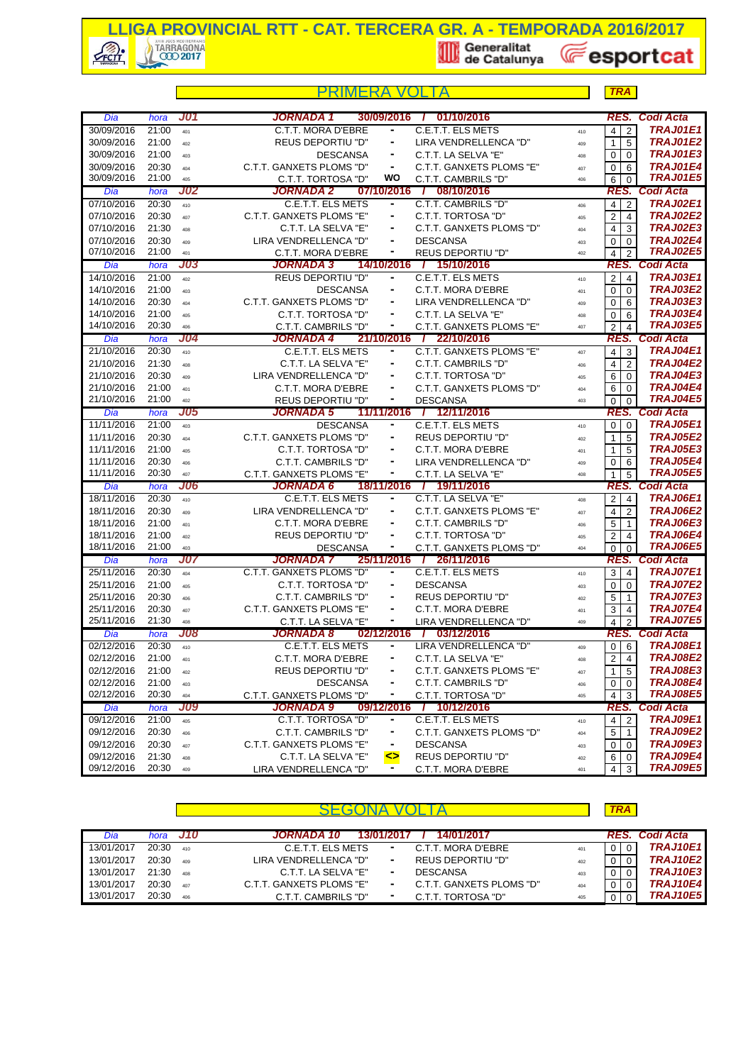# LLIGA PROVINCIAL RTT - CAT. TERCERA GR. A - TEMPORADA 2016/2017

## PRIMERA VOLTA

**TRA**

| Dia | hora | J01 | JORNADA 1 | 30/09/2016 / 01/10/2016 | | | RES. | | Codi Acta |
|---|---|---|---|---|---|---|---|---|---|
| 30/09/2016 | 21:00 | 401 | C.T.T. MORA D'EBRE | - | C.E.T.T. ELS METS | 410 | 4 | 2 | TRAJ01E1 |
| 30/09/2016 | 21:00 | 402 | REUS DEPORTIU "D" | - | LIRA VENDRELLENCA "D" | 409 | 1 | 5 | TRAJ01E2 |
| 30/09/2016 | 21:00 | 403 | DESCANSA | - | C.T.T. LA SELVA "E" | 408 | 0 | 0 | TRAJ01E3 |
| 30/09/2016 | 20:30 | 404 | C.T.T. GANXETS PLOMS "D" | - | C.T.T. GANXETS PLOMS "E" | 407 | 0 | 6 | TRAJ01E4 |
| 30/09/2016 | 21:00 | 405 | C.T.T. TORTOSA "D" | WO | C.T.T. CAMBRILS "D" | 406 | 6 | 0 | TRAJ01E5 |
| Dia | hora | J02 | JORNADA 2 | 07/10/2016 / 08/10/2016 | | | RES. | | Codi Acta |
| 07/10/2016 | 20:30 | 410 | C.E.T.T. ELS METS | - | C.T.T. CAMBRILS "D" | 406 | 4 | 2 | TRAJ02E1 |
| 07/10/2016 | 20:30 | 407 | C.T.T. GANXETS PLOMS "E" | - | C.T.T. TORTOSA "D" | 405 | 2 | 4 | TRAJ02E2 |
| 07/10/2016 | 21:30 | 408 | C.T.T. LA SELVA "E" | - | C.T.T. GANXETS PLOMS "D" | 404 | 4 | 3 | TRAJ02E3 |
| 07/10/2016 | 20:30 | 409 | LIRA VENDRELLENCA "D" | - | DESCANSA | 403 | 0 | 0 | TRAJ02E4 |
| 07/10/2016 | 21:00 | 401 | C.T.T. MORA D'EBRE | - | REUS DEPORTIU "D" | 402 | 4 | 2 | TRAJ02E5 |
| Dia | hora | J03 | JORNADA 3 | 14/10/2016 / 15/10/2016 | | | RES. | | Codi Acta |
| 14/10/2016 | 21:00 | 402 | REUS DEPORTIU "D" | - | C.E.T.T. ELS METS | 410 | 2 | 4 | TRAJ03E1 |
| 14/10/2016 | 21:00 | 403 | DESCANSA | - | C.T.T. MORA D'EBRE | 401 | 0 | 0 | TRAJ03E2 |
| 14/10/2016 | 20:30 | 404 | C.T.T. GANXETS PLOMS "D" | - | LIRA VENDRELLENCA "D" | 409 | 0 | 6 | TRAJ03E3 |
| 14/10/2016 | 21:00 | 405 | C.T.T. TORTOSA "D" | - | C.T.T. LA SELVA "E" | 408 | 0 | 6 | TRAJ03E4 |
| 14/10/2016 | 20:30 | 406 | C.T.T. CAMBRILS "D" | - | C.T.T. GANXETS PLOMS "E" | 407 | 2 | 4 | TRAJ03E5 |
| Dia | hora | J04 | JORNADA 4 | 21/10/2016 / 22/10/2016 | | | RES. | | Codi Acta |
| 21/10/2016 | 20:30 | 410 | C.E.T.T. ELS METS | - | C.T.T. GANXETS PLOMS "E" | 407 | 4 | 3 | TRAJ04E1 |
| 21/10/2016 | 21:30 | 408 | C.T.T. LA SELVA "E" | - | C.T.T. CAMBRILS "D" | 406 | 4 | 2 | TRAJ04E2 |
| 21/10/2016 | 20:30 | 409 | LIRA VENDRELLENCA "D" | - | C.T.T. TORTOSA "D" | 405 | 6 | 0 | TRAJ04E3 |
| 21/10/2016 | 21:00 | 401 | C.T.T. MORA D'EBRE | - | C.T.T. GANXETS PLOMS "D" | 404 | 6 | 0 | TRAJ04E4 |
| 21/10/2016 | 21:00 | 402 | REUS DEPORTIU "D" | - | DESCANSA | 403 | 0 | 0 | TRAJ04E5 |
| Dia | hora | J05 | JORNADA 5 | 11/11/2016 / 12/11/2016 | | | RES. | | Codi Acta |
| 11/11/2016 | 21:00 | 403 | DESCANSA | - | C.E.T.T. ELS METS | 410 | 0 | 0 | TRAJ05E1 |
| 11/11/2016 | 20:30 | 404 | C.T.T. GANXETS PLOMS "D" | - | REUS DEPORTIU "D" | 402 | 1 | 5 | TRAJ05E2 |
| 11/11/2016 | 21:00 | 405 | C.T.T. TORTOSA "D" | - | C.T.T. MORA D'EBRE | 401 | 1 | 5 | TRAJ05E3 |
| 11/11/2016 | 20:30 | 406 | C.T.T. CAMBRILS "D" | - | LIRA VENDRELLENCA "D" | 409 | 0 | 6 | TRAJ05E4 |
| 11/11/2016 | 20:30 | 407 | C.T.T. GANXETS PLOMS "E" | - | C.T.T. LA SELVA "E" | 408 | 1 | 5 | TRAJ05E5 |
| Dia | hora | J06 | JORNADA 6 | 18/11/2016 / 19/11/2016 | | | RES. | | Codi Acta |
| 18/11/2016 | 20:30 | 410 | C.E.T.T. ELS METS | - | C.T.T. LA SELVA "E" | 408 | 2 | 4 | TRAJ06E1 |
| 18/11/2016 | 20:30 | 409 | LIRA VENDRELLENCA "D" | - | C.T.T. GANXETS PLOMS "E" | 407 | 4 | 2 | TRAJ06E2 |
| 18/11/2016 | 21:00 | 401 | C.T.T. MORA D'EBRE | - | C.T.T. CAMBRILS "D" | 406 | 5 | 1 | TRAJ06E3 |
| 18/11/2016 | 21:00 | 402 | REUS DEPORTIU "D" | - | C.T.T. TORTOSA "D" | 405 | 2 | 4 | TRAJ06E4 |
| 18/11/2016 | 21:00 | 403 | DESCANSA | - | C.T.T. GANXETS PLOMS "D" | 404 | 0 | 0 | TRAJ06E5 |
| Dia | hora | J07 | JORNADA 7 | 25/11/2016 / 26/11/2016 | | | RES. | | Codi Acta |
| 25/11/2016 | 20:30 | 404 | C.T.T. GANXETS PLOMS "D" | - | C.E.T.T. ELS METS | 410 | 3 | 4 | TRAJ07E1 |
| 25/11/2016 | 21:00 | 405 | C.T.T. TORTOSA "D" | - | DESCANSA | 403 | 0 | 0 | TRAJ07E2 |
| 25/11/2016 | 20:30 | 406 | C.T.T. CAMBRILS "D" | - | REUS DEPORTIU "D" | 402 | 5 | 1 | TRAJ07E3 |
| 25/11/2016 | 20:30 | 407 | C.T.T. GANXETS PLOMS "E" | - | C.T.T. MORA D'EBRE | 401 | 3 | 4 | TRAJ07E4 |
| 25/11/2016 | 21:30 | 408 | C.T.T. LA SELVA "E" | - | LIRA VENDRELLENCA "D" | 409 | 4 | 2 | TRAJ07E5 |
| Dia | hora | J08 | JORNADA 8 | 02/12/2016 / 03/12/2016 | | | RES. | | Codi Acta |
| 02/12/2016 | 20:30 | 410 | C.E.T.T. ELS METS | - | LIRA VENDRELLENCA "D" | 409 | 0 | 6 | TRAJ08E1 |
| 02/12/2016 | 21:00 | 401 | C.T.T. MORA D'EBRE | - | C.T.T. LA SELVA "E" | 408 | 2 | 4 | TRAJ08E2 |
| 02/12/2016 | 21:00 | 402 | REUS DEPORTIU "D" | - | C.T.T. GANXETS PLOMS "E" | 407 | 1 | 5 | TRAJ08E3 |
| 02/12/2016 | 21:00 | 403 | DESCANSA | - | C.T.T. CAMBRILS "D" | 406 | 0 | 0 | TRAJ08E4 |
| 02/12/2016 | 20:30 | 404 | C.T.T. GANXETS PLOMS "D" | - | C.T.T. TORTOSA "D" | 405 | 4 | 3 | TRAJ08E5 |
| Dia | hora | J09 | JORNADA 9 | 09/12/2016 / 10/12/2016 | | | RES. | | Codi Acta |
| 09/12/2016 | 21:00 | 405 | C.T.T. TORTOSA "D" | - | C.E.T.T. ELS METS | 410 | 4 | 2 | TRAJ09E1 |
| 09/12/2016 | 20:30 | 406 | C.T.T. CAMBRILS "D" | - | C.T.T. GANXETS PLOMS "D" | 404 | 5 | 1 | TRAJ09E2 |
| 09/12/2016 | 20:30 | 407 | C.T.T. GANXETS PLOMS "E" | - | DESCANSA | 403 | 0 | 0 | TRAJ09E3 |
| 09/12/2016 | 21:30 | 408 | C.T.T. LA SELVA "E" | <> | REUS DEPORTIU "D" | 402 | 6 | 0 | TRAJ09E4 |
| 09/12/2016 | 20:30 | 409 | LIRA VENDRELLENCA "D" | - | C.T.T. MORA D'EBRE | 401 | 4 | 3 | TRAJ09E5 |

## SEGONA VOLTA

**TRA**

| Dia | hora | J10 | JORNADA 10 | 13/01/2017 / 14/01/2017 | | | RES. | | Codi Acta |
|---|---|---|---|---|---|---|---|---|---|
| 13/01/2017 | 20:30 | 410 | C.E.T.T. ELS METS | - | C.T.T. MORA D'EBRE | 401 | 0 | 0 | TRAJ10E1 |
| 13/01/2017 | 20:30 | 409 | LIRA VENDRELLENCA "D" | - | REUS DEPORTIU "D" | 402 | 0 | 0 | TRAJ10E2 |
| 13/01/2017 | 21:30 | 408 | C.T.T. LA SELVA "E" | - | DESCANSA | 403 | 0 | 0 | TRAJ10E3 |
| 13/01/2017 | 20:30 | 407 | C.T.T. GANXETS PLOMS "E" | - | C.T.T. GANXETS PLOMS "D" | 404 | 0 | 0 | TRAJ10E4 |
| 13/01/2017 | 20:30 | 406 | C.T.T. CAMBRILS "D" | - | C.T.T. TORTOSA "D" | 405 | 0 | 0 | TRAJ10E5 |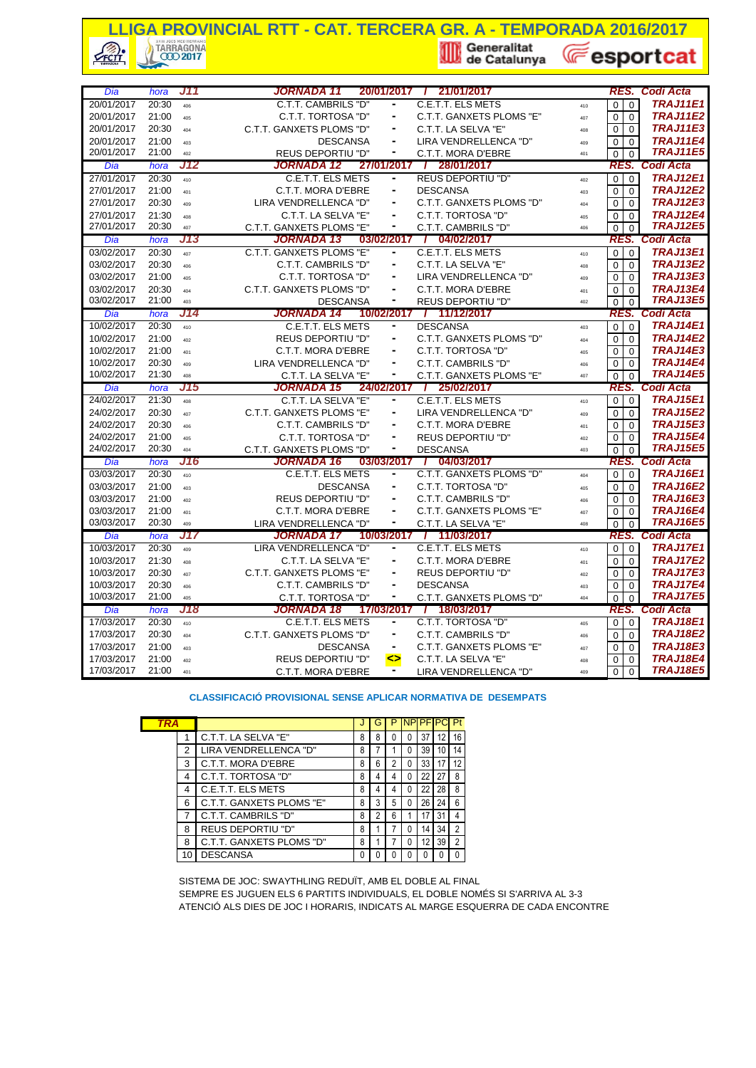# LLIGA PROVINCIAL RTT - CAT. TERCERA GR. A - TEMPORADA 2016/2017

Generalitat de Catalunya · esportcat

| Dia | hora | J11 | JORNADA 11 20/01/2017 / 21/01/2017 | | | | RES. | | Codi Acta |
|---|---|---|---|---|---|---|---|---|---|
| 20/01/2017 | 20:30 | 406 | C.T.T. CAMBRILS "D" | - | C.E.T.T. ELS METS | 410 | 0 | 0 | TRAJ11E1 |
| 20/01/2017 | 21:00 | 405 | C.T.T. TORTOSA "D" | - | C.T.T. GANXETS PLOMS "E" | 407 | 0 | 0 | TRAJ11E2 |
| 20/01/2017 | 20:30 | 404 | C.T.T. GANXETS PLOMS "D" | - | C.T.T. LA SELVA "E" | 408 | 0 | 0 | TRAJ11E3 |
| 20/01/2017 | 21:00 | 403 | DESCANSA | - | LIRA VENDRELLENCA "D" | 409 | 0 | 0 | TRAJ11E4 |
| 20/01/2017 | 21:00 | 402 | REUS DEPORTIU "D" | - | C.T.T. MORA D'EBRE | 401 | 0 | 0 | TRAJ11E5 |
| **Dia** | **hora** | **J12** | **JORNADA 12 27/01/2017 / 28/01/2017** | | | | **RES.** | | **Codi Acta** |
| 27/01/2017 | 20:30 | 410 | C.E.T.T. ELS METS | - | REUS DEPORTIU "D" | 402 | 0 | 0 | TRAJ12E1 |
| 27/01/2017 | 21:00 | 401 | C.T.T. MORA D'EBRE | - | DESCANSA | 403 | 0 | 0 | TRAJ12E2 |
| 27/01/2017 | 20:30 | 409 | LIRA VENDRELLENCA "D" | - | C.T.T. GANXETS PLOMS "D" | 404 | 0 | 0 | TRAJ12E3 |
| 27/01/2017 | 21:30 | 408 | C.T.T. LA SELVA "E" | - | C.T.T. TORTOSA "D" | 405 | 0 | 0 | TRAJ12E4 |
| 27/01/2017 | 20:30 | 407 | C.T.T. GANXETS PLOMS "E" | - | C.T.T. CAMBRILS "D" | 406 | 0 | 0 | TRAJ12E5 |
| **Dia** | **hora** | **J13** | **JORNADA 13 03/02/2017 / 04/02/2017** | | | | **RES.** | | **Codi Acta** |
| 03/02/2017 | 20:30 | 407 | C.T.T. GANXETS PLOMS "E" | - | C.E.T.T. ELS METS | 410 | 0 | 0 | TRAJ13E1 |
| 03/02/2017 | 20:30 | 406 | C.T.T. CAMBRILS "D" | - | C.T.T. LA SELVA "E" | 408 | 0 | 0 | TRAJ13E2 |
| 03/02/2017 | 21:00 | 405 | C.T.T. TORTOSA "D" | - | LIRA VENDRELLENCA "D" | 409 | 0 | 0 | TRAJ13E3 |
| 03/02/2017 | 20:30 | 404 | C.T.T. GANXETS PLOMS "D" | - | C.T.T. MORA D'EBRE | 401 | 0 | 0 | TRAJ13E4 |
| 03/02/2017 | 21:00 | 403 | DESCANSA | - | REUS DEPORTIU "D" | 402 | 0 | 0 | TRAJ13E5 |
| **Dia** | **hora** | **J14** | **JORNADA 14 10/02/2017 / 11/12/2017** | | | | **RES.** | | **Codi Acta** |
| 10/02/2017 | 20:30 | 410 | C.E.T.T. ELS METS | - | DESCANSA | 403 | 0 | 0 | TRAJ14E1 |
| 10/02/2017 | 21:00 | 402 | REUS DEPORTIU "D" | - | C.T.T. GANXETS PLOMS "D" | 404 | 0 | 0 | TRAJ14E2 |
| 10/02/2017 | 21:00 | 401 | C.T.T. MORA D'EBRE | - | C.T.T. TORTOSA "D" | 405 | 0 | 0 | TRAJ14E3 |
| 10/02/2017 | 20:30 | 409 | LIRA VENDRELLENCA "D" | - | C.T.T. CAMBRILS "D" | 406 | 0 | 0 | TRAJ14E4 |
| 10/02/2017 | 21:30 | 408 | C.T.T. LA SELVA "E" | - | C.T.T. GANXETS PLOMS "E" | 407 | 0 | 0 | TRAJ14E5 |
| **Dia** | **hora** | **J15** | **JORNADA 15 24/02/2017 / 25/02/2017** | | | | **RES.** | | **Codi Acta** |
| 24/02/2017 | 21:30 | 408 | C.T.T. LA SELVA "E" | - | C.E.T.T. ELS METS | 410 | 0 | 0 | TRAJ15E1 |
| 24/02/2017 | 20:30 | 407 | C.T.T. GANXETS PLOMS "E" | - | LIRA VENDRELLENCA "D" | 409 | 0 | 0 | TRAJ15E2 |
| 24/02/2017 | 20:30 | 406 | C.T.T. CAMBRILS "D" | - | C.T.T. MORA D'EBRE | 401 | 0 | 0 | TRAJ15E3 |
| 24/02/2017 | 21:00 | 405 | C.T.T. TORTOSA "D" | - | REUS DEPORTIU "D" | 402 | 0 | 0 | TRAJ15E4 |
| 24/02/2017 | 20:30 | 404 | C.T.T. GANXETS PLOMS "D" | - | DESCANSA | 403 | 0 | 0 | TRAJ15E5 |
| **Dia** | **hora** | **J16** | **JORNADA 16 03/03/2017 / 04/03/2017** | | | | **RES.** | | **Codi Acta** |
| 03/03/2017 | 20:30 | 410 | C.E.T.T. ELS METS | - | C.T.T. GANXETS PLOMS "D" | 404 | 0 | 0 | TRAJ16E1 |
| 03/03/2017 | 21:00 | 403 | DESCANSA | - | C.T.T. TORTOSA "D" | 405 | 0 | 0 | TRAJ16E2 |
| 03/03/2017 | 21:00 | 402 | REUS DEPORTIU "D" | - | C.T.T. CAMBRILS "D" | 406 | 0 | 0 | TRAJ16E3 |
| 03/03/2017 | 21:00 | 401 | C.T.T. MORA D'EBRE | - | C.T.T. GANXETS PLOMS "E" | 407 | 0 | 0 | TRAJ16E4 |
| 03/03/2017 | 20:30 | 409 | LIRA VENDRELLENCA "D" | - | C.T.T. LA SELVA "E" | 408 | 0 | 0 | TRAJ16E5 |
| **Dia** | **hora** | **J17** | **JORNADA 17 10/03/2017 / 11/03/2017** | | | | **RES.** | | **Codi Acta** |
| 10/03/2017 | 20:30 | 409 | LIRA VENDRELLENCA "D" | - | C.E.T.T. ELS METS | 410 | 0 | 0 | TRAJ17E1 |
| 10/03/2017 | 21:30 | 408 | C.T.T. LA SELVA "E" | - | C.T.T. MORA D'EBRE | 401 | 0 | 0 | TRAJ17E2 |
| 10/03/2017 | 20:30 | 407 | C.T.T. GANXETS PLOMS "E" | - | REUS DEPORTIU "D" | 402 | 0 | 0 | TRAJ17E3 |
| 10/03/2017 | 20:30 | 406 | C.T.T. CAMBRILS "D" | - | DESCANSA | 403 | 0 | 0 | TRAJ17E4 |
| 10/03/2017 | 21:00 | 405 | C.T.T. TORTOSA "D" | - | C.T.T. GANXETS PLOMS "D" | 404 | 0 | 0 | TRAJ17E5 |
| **Dia** | **hora** | **J18** | **JORNADA 18 17/03/2017 / 18/03/2017** | | | | **RES.** | | **Codi Acta** |
| 17/03/2017 | 20:30 | 410 | C.E.T.T. ELS METS | - | C.T.T. TORTOSA "D" | 405 | 0 | 0 | TRAJ18E1 |
| 17/03/2017 | 20:30 | 404 | C.T.T. GANXETS PLOMS "D" | - | C.T.T. CAMBRILS "D" | 406 | 0 | 0 | TRAJ18E2 |
| 17/03/2017 | 21:00 | 403 | DESCANSA | - | C.T.T. GANXETS PLOMS "E" | 407 | 0 | 0 | TRAJ18E3 |
| 17/03/2017 | 21:00 | 402 | REUS DEPORTIU "D" | <> | C.T.T. LA SELVA "E" | 408 | 0 | 0 | TRAJ18E4 |
| 17/03/2017 | 21:00 | 401 | C.T.T. MORA D'EBRE | - | LIRA VENDRELLENCA "D" | 409 | 0 | 0 | TRAJ18E5 |

**CLASSIFICACIÓ PROVISIONAL SENSE APLICAR NORMATIVA DE DESEMPATS**

| TRA | | J | G | P | NP | PF | PC | Pt |
|---|---|---|---|---|---|---|---|---|
| 1 | C.T.T. LA SELVA "E" | 8 | 8 | 0 | 0 | 37 | 12 | 16 |
| 2 | LIRA VENDRELLENCA "D" | 8 | 7 | 1 | 0 | 39 | 10 | 14 |
| 3 | C.T.T. MORA D'EBRE | 8 | 6 | 2 | 0 | 33 | 17 | 12 |
| 4 | C.T.T. TORTOSA "D" | 8 | 4 | 4 | 0 | 22 | 27 | 8 |
| 4 | C.E.T.T. ELS METS | 8 | 4 | 4 | 0 | 22 | 28 | 8 |
| 6 | C.T.T. GANXETS PLOMS "E" | 8 | 3 | 5 | 0 | 26 | 24 | 6 |
| 7 | C.T.T. CAMBRILS "D" | 8 | 2 | 6 | 1 | 17 | 31 | 4 |
| 8 | REUS DEPORTIU "D" | 8 | 1 | 7 | 0 | 14 | 34 | 2 |
| 8 | C.T.T. GANXETS PLOMS "D" | 8 | 1 | 7 | 0 | 12 | 39 | 2 |
| 10 | DESCANSA | 0 | 0 | 0 | 0 | 0 | 0 | 0 |

SISTEMA DE JOC: SWAYTHLING REDUÏT, AMB EL DOBLE AL FINAL
SEMPRE ES JUGUEN ELS 6 PARTITS INDIVIDUALS, EL DOBLE NOMÉS SI S'ARRIVA AL 3-3
ATENCIÓ ALS DIES DE JOC I HORARIS, INDICATS AL MARGE ESQUERRA DE CADA ENCONTRE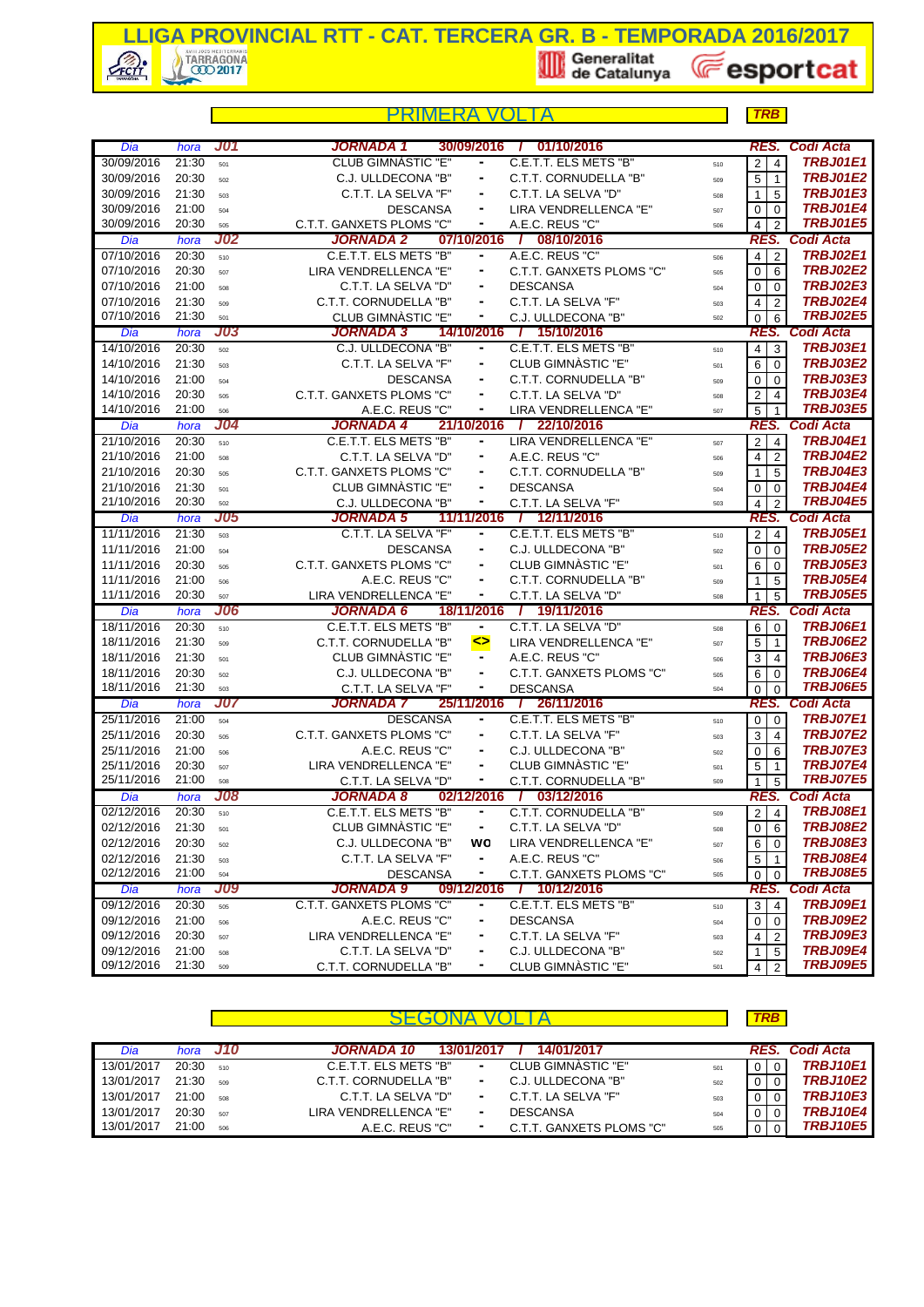# LLIGA PROVINCIAL RTT - CAT. TERCERA GR. B - TEMPORADA 2016/2017

## PRIMERA VOLTA

**TRB**

| Dia | hora | J01 | JORNADA 1 | 30/09/2016 / 01/10/2016 | | RES. | | Codi Acta |
|---|---|---|---|---|---|---|---|---|
| 30/09/2016 | 21:30 | 501 | CLUB GIMNÀSTIC "E" | - C.E.T.T. ELS METS "B" | 510 | 2 | 4 | TRBJ01E1 |
| 30/09/2016 | 20:30 | 502 | C.J. ULLDECONA "B" | - C.T.T. CORNUDELLA "B" | 509 | 5 | 1 | TRBJ01E2 |
| 30/09/2016 | 21:30 | 503 | C.T.T. LA SELVA "F" | - C.T.T. LA SELVA "D" | 508 | 1 | 5 | TRBJ01E3 |
| 30/09/2016 | 21:00 | 504 | DESCANSA | - LIRA VENDRELLENCA "E" | 507 | 0 | 0 | TRBJ01E4 |
| 30/09/2016 | 20:30 | 505 | C.T.T. GANXETS PLOMS "C" | - A.E.C. REUS "C" | 506 | 4 | 2 | TRBJ01E5 |
| **Dia** | **hora** | **J02** | **JORNADA 2** | **07/10/2016 / 08/10/2016** | | **RES.** | | **Codi Acta** |
| 07/10/2016 | 20:30 | 510 | C.E.T.T. ELS METS "B" | - A.E.C. REUS "C" | 506 | 4 | 2 | TRBJ02E1 |
| 07/10/2016 | 20:30 | 507 | LIRA VENDRELLENCA "E" | - C.T.T. GANXETS PLOMS "C" | 505 | 0 | 6 | TRBJ02E2 |
| 07/10/2016 | 21:00 | 508 | C.T.T. LA SELVA "D" | - DESCANSA | 504 | 0 | 0 | TRBJ02E3 |
| 07/10/2016 | 21:30 | 509 | C.T.T. CORNUDELLA "B" | - C.T.T. LA SELVA "F" | 503 | 4 | 2 | TRBJ02E4 |
| 07/10/2016 | 21:30 | 501 | CLUB GIMNÀSTIC "E" | - C.J. ULLDECONA "B" | 502 | 0 | 6 | TRBJ02E5 |
| **Dia** | **hora** | **J03** | **JORNADA 3** | **14/10/2016 / 15/10/2016** | | **RES.** | | **Codi Acta** |
| 14/10/2016 | 20:30 | 502 | C.J. ULLDECONA "B" | - C.E.T.T. ELS METS "B" | 510 | 4 | 3 | TRBJ03E1 |
| 14/10/2016 | 21:30 | 503 | C.T.T. LA SELVA "F" | - CLUB GIMNÀSTIC "E" | 501 | 6 | 0 | TRBJ03E2 |
| 14/10/2016 | 21:00 | 504 | DESCANSA | - C.T.T. CORNUDELLA "B" | 509 | 0 | 0 | TRBJ03E3 |
| 14/10/2016 | 20:30 | 505 | C.T.T. GANXETS PLOMS "C" | - C.T.T. LA SELVA "D" | 508 | 2 | 4 | TRBJ03E4 |
| 14/10/2016 | 21:00 | 506 | A.E.C. REUS "C" | - LIRA VENDRELLENCA "E" | 507 | 5 | 1 | TRBJ03E5 |
| **Dia** | **hora** | **J04** | **JORNADA 4** | **21/10/2016 / 22/10/2016** | | **RES.** | | **Codi Acta** |
| 21/10/2016 | 20:30 | 510 | C.E.T.T. ELS METS "B" | - LIRA VENDRELLENCA "E" | 507 | 2 | 4 | TRBJ04E1 |
| 21/10/2016 | 21:00 | 508 | C.T.T. LA SELVA "D" | - A.E.C. REUS "C" | 506 | 4 | 2 | TRBJ04E2 |
| 21/10/2016 | 20:30 | 505 | C.T.T. GANXETS PLOMS "C" | - C.T.T. CORNUDELLA "B" | 509 | 1 | 5 | TRBJ04E3 |
| 21/10/2016 | 21:30 | 501 | CLUB GIMNÀSTIC "E" | - DESCANSA | 504 | 0 | 0 | TRBJ04E4 |
| 21/10/2016 | 20:30 | 502 | C.J. ULLDECONA "B" | - C.T.T. LA SELVA "F" | 503 | 4 | 2 | TRBJ04E5 |
| **Dia** | **hora** | **J05** | **JORNADA 5** | **11/11/2016 / 12/11/2016** | | **RES.** | | **Codi Acta** |
| 11/11/2016 | 21:30 | 503 | C.T.T. LA SELVA "F" | - C.E.T.T. ELS METS "B" | 510 | 2 | 4 | TRBJ05E1 |
| 11/11/2016 | 21:00 | 504 | DESCANSA | - C.J. ULLDECONA "B" | 502 | 0 | 0 | TRBJ05E2 |
| 11/11/2016 | 20:30 | 505 | C.T.T. GANXETS PLOMS "C" | - CLUB GIMNÀSTIC "E" | 501 | 6 | 0 | TRBJ05E3 |
| 11/11/2016 | 21:00 | 506 | A.E.C. REUS "C" | - C.T.T. CORNUDELLA "B" | 509 | 1 | 5 | TRBJ05E4 |
| 11/11/2016 | 20:30 | 507 | LIRA VENDRELLENCA "E" | - C.T.T. LA SELVA "D" | 508 | 1 | 5 | TRBJ05E5 |
| **Dia** | **hora** | **J06** | **JORNADA 6** | **18/11/2016 / 19/11/2016** | | **RES.** | | **Codi Acta** |
| 18/11/2016 | 20:30 | 510 | C.E.T.T. ELS METS "B" | - C.T.T. LA SELVA "D" | 508 | 6 | 0 | TRBJ06E1 |
| 18/11/2016 | 21:30 | 509 | C.T.T. CORNUDELLA "B" | <> LIRA VENDRELLENCA "E" | 507 | 5 | 1 | TRBJ06E2 |
| 18/11/2016 | 21:30 | 501 | CLUB GIMNÀSTIC "E" | - A.E.C. REUS "C" | 506 | 3 | 4 | TRBJ06E3 |
| 18/11/2016 | 20:30 | 502 | C.J. ULLDECONA "B" | - C.T.T. GANXETS PLOMS "C" | 505 | 6 | 0 | TRBJ06E4 |
| 18/11/2016 | 21:30 | 503 | C.T.T. LA SELVA "F" | - DESCANSA | 504 | 0 | 0 | TRBJ06E5 |
| **Dia** | **hora** | **J07** | **JORNADA 7** | **25/11/2016 / 26/11/2016** | | **RES.** | | **Codi Acta** |
| 25/11/2016 | 21:00 | 504 | DESCANSA | - C.E.T.T. ELS METS "B" | 510 | 0 | 0 | TRBJ07E1 |
| 25/11/2016 | 20:30 | 505 | C.T.T. GANXETS PLOMS "C" | - C.T.T. LA SELVA "F" | 503 | 3 | 4 | TRBJ07E2 |
| 25/11/2016 | 21:00 | 506 | A.E.C. REUS "C" | - C.J. ULLDECONA "B" | 502 | 0 | 6 | TRBJ07E3 |
| 25/11/2016 | 20:30 | 507 | LIRA VENDRELLENCA "E" | - CLUB GIMNÀSTIC "E" | 501 | 5 | 1 | TRBJ07E4 |
| 25/11/2016 | 21:00 | 508 | C.T.T. LA SELVA "D" | - C.T.T. CORNUDELLA "B" | 509 | 1 | 5 | TRBJ07E5 |
| **Dia** | **hora** | **J08** | **JORNADA 8** | **02/12/2016 / 03/12/2016** | | **RES.** | | **Codi Acta** |
| 02/12/2016 | 20:30 | 510 | C.E.T.T. ELS METS "B" | - C.T.T. CORNUDELLA "B" | 509 | 2 | 4 | TRBJ08E1 |
| 02/12/2016 | 21:30 | 501 | CLUB GIMNÀSTIC "E" | - C.T.T. LA SELVA "D" | 508 | 0 | 6 | TRBJ08E2 |
| 02/12/2016 | 20:30 | 502 | C.J. ULLDECONA "B" | wo LIRA VENDRELLENCA "E" | 507 | 6 | 0 | TRBJ08E3 |
| 02/12/2016 | 21:30 | 503 | C.T.T. LA SELVA "F" | - A.E.C. REUS "C" | 506 | 5 | 1 | TRBJ08E4 |
| 02/12/2016 | 21:00 | 504 | DESCANSA | - C.T.T. GANXETS PLOMS "C" | 505 | 0 | 0 | TRBJ08E5 |
| **Dia** | **hora** | **J09** | **JORNADA 9** | **09/12/2016 / 10/12/2016** | | **RES.** | | **Codi Acta** |
| 09/12/2016 | 20:30 | 505 | C.T.T. GANXETS PLOMS "C" | - C.E.T.T. ELS METS "B" | 510 | 3 | 4 | TRBJ09E1 |
| 09/12/2016 | 21:00 | 506 | A.E.C. REUS "C" | - DESCANSA | 504 | 0 | 0 | TRBJ09E2 |
| 09/12/2016 | 20:30 | 507 | LIRA VENDRELLENCA "E" | - C.T.T. LA SELVA "F" | 503 | 4 | 2 | TRBJ09E3 |
| 09/12/2016 | 21:00 | 508 | C.T.T. LA SELVA "D" | - C.J. ULLDECONA "B" | 502 | 1 | 5 | TRBJ09E4 |
| 09/12/2016 | 21:30 | 509 | C.T.T. CORNUDELLA "B" | - CLUB GIMNÀSTIC "E" | 501 | 4 | 2 | TRBJ09E5 |

## SEGONA VOLTA

**TRB**

| Dia | hora | J10 | JORNADA 10 | 13/01/2017 / 14/01/2017 | | RES. | | Codi Acta |
|---|---|---|---|---|---|---|---|---|
| 13/01/2017 | 20:30 | 510 | C.E.T.T. ELS METS "B" | - CLUB GIMNÀSTIC "E" | 501 | 0 | 0 | TRBJ10E1 |
| 13/01/2017 | 21:30 | 509 | C.T.T. CORNUDELLA "B" | - C.J. ULLDECONA "B" | 502 | 0 | 0 | TRBJ10E2 |
| 13/01/2017 | 21:00 | 508 | C.T.T. LA SELVA "D" | - C.T.T. LA SELVA "F" | 503 | 0 | 0 | TRBJ10E3 |
| 13/01/2017 | 20:30 | 507 | LIRA VENDRELLENCA "E" | - DESCANSA | 504 | 0 | 0 | TRBJ10E4 |
| 13/01/2017 | 21:00 | 506 | A.E.C. REUS "C" | - C.T.T. GANXETS PLOMS "C" | 505 | 0 | 0 | TRBJ10E5 |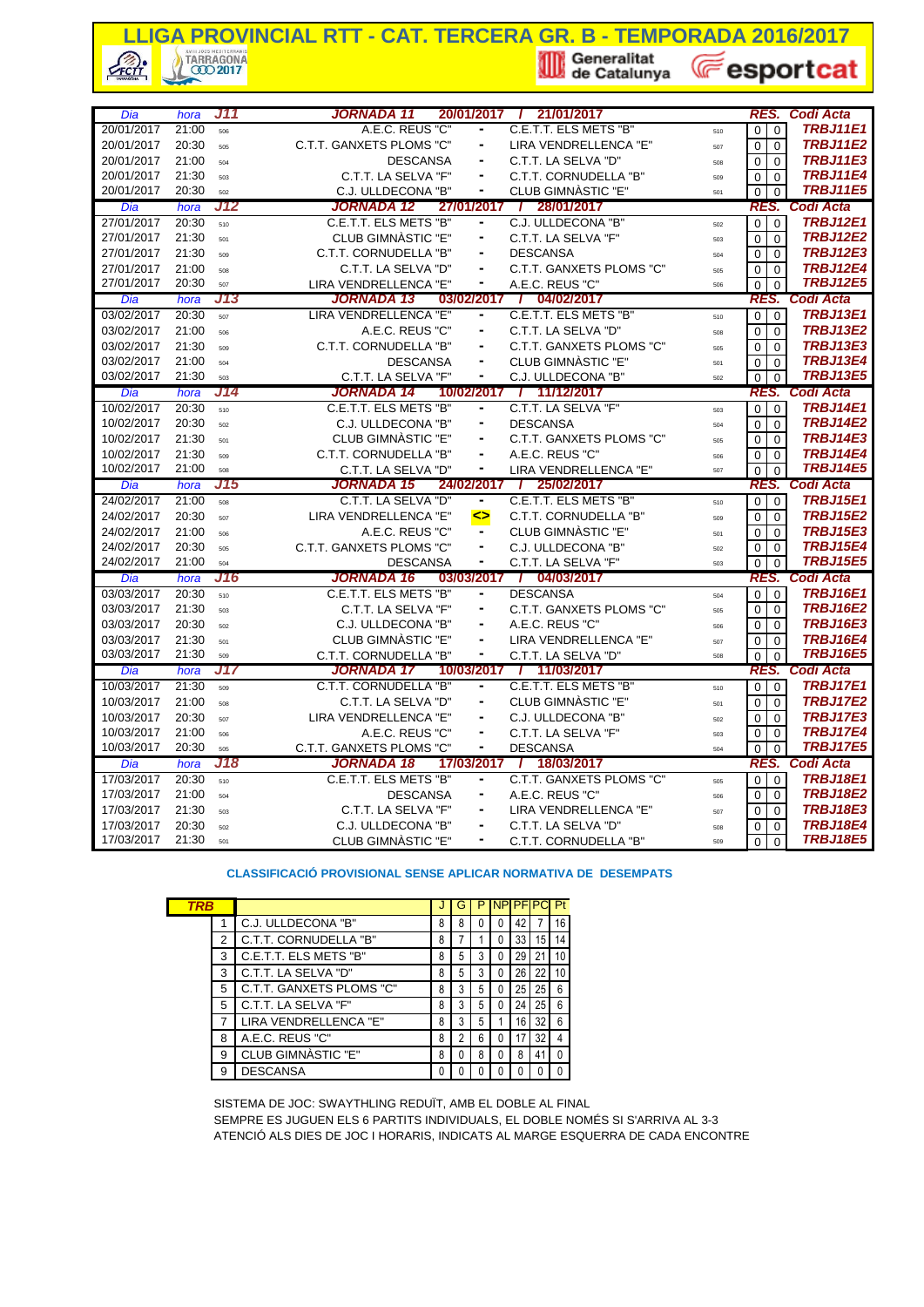# LLIGA PROVINCIAL RTT - CAT. TERCERA GR. B - TEMPORADA 2016/2017

Generalitat de Catalunya esportcat

| Dia | hora | J11 | JORNADA 11 | 20/01/2017 | / 21/01/2017 | | RES. | | Codi Acta |
|---|---|---|---|---|---|---|---|---|---|
| 20/01/2017 | 21:00 | 506 | A.E.C. REUS "C" | - | C.E.T.T. ELS METS "B" | 510 | 0 | 0 | TRBJ11E1 |
| 20/01/2017 | 20:30 | 505 | C.T.T. GANXETS PLOMS "C" | - | LIRA VENDRELLENCA "E" | 507 | 0 | 0 | TRBJ11E2 |
| 20/01/2017 | 21:00 | 504 | DESCANSA | - | C.T.T. LA SELVA "D" | 508 | 0 | 0 | TRBJ11E3 |
| 20/01/2017 | 21:30 | 503 | C.T.T. LA SELVA "F" | - | C.T.T. CORNUDELLA "B" | 509 | 0 | 0 | TRBJ11E4 |
| 20/01/2017 | 20:30 | 502 | C.J. ULLDECONA "B" | - | CLUB GIMNÀSTIC "E" | 501 | 0 | 0 | TRBJ11E5 |
| Dia | hora | J12 | JORNADA 12 | 27/01/2017 | / 28/01/2017 | | RES. | | Codi Acta |
| 27/01/2017 | 20:30 | 510 | C.E.T.T. ELS METS "B" | - | C.J. ULLDECONA "B" | 502 | 0 | 0 | TRBJ12E1 |
| 27/01/2017 | 21:30 | 501 | CLUB GIMNÀSTIC "E" | - | C.T.T. LA SELVA "F" | 503 | 0 | 0 | TRBJ12E2 |
| 27/01/2017 | 21:30 | 509 | C.T.T. CORNUDELLA "B" | - | DESCANSA | 504 | 0 | 0 | TRBJ12E3 |
| 27/01/2017 | 21:00 | 508 | C.T.T. LA SELVA "D" | - | C.T.T. GANXETS PLOMS "C" | 505 | 0 | 0 | TRBJ12E4 |
| 27/01/2017 | 20:30 | 507 | LIRA VENDRELLENCA "E" | - | A.E.C. REUS "C" | 506 | 0 | 0 | TRBJ12E5 |
| Dia | hora | J13 | JORNADA 13 | 03/02/2017 | / 04/02/2017 | | RES. | | Codi Acta |
| 03/02/2017 | 20:30 | 507 | LIRA VENDRELLENCA "E" | - | C.E.T.T. ELS METS "B" | 510 | 0 | 0 | TRBJ13E1 |
| 03/02/2017 | 21:00 | 506 | A.E.C. REUS "C" | - | C.T.T. LA SELVA "D" | 508 | 0 | 0 | TRBJ13E2 |
| 03/02/2017 | 21:30 | 509 | C.T.T. CORNUDELLA "B" | - | C.T.T. GANXETS PLOMS "C" | 505 | 0 | 0 | TRBJ13E3 |
| 03/02/2017 | 21:00 | 504 | DESCANSA | - | CLUB GIMNÀSTIC "E" | 501 | 0 | 0 | TRBJ13E4 |
| 03/02/2017 | 21:30 | 503 | C.T.T. LA SELVA "F" | - | C.J. ULLDECONA "B" | 502 | 0 | 0 | TRBJ13E5 |
| Dia | hora | J14 | JORNADA 14 | 10/02/2017 | / 11/12/2017 | | RES. | | Codi Acta |
| 10/02/2017 | 20:30 | 510 | C.E.T.T. ELS METS "B" | - | C.T.T. LA SELVA "F" | 503 | 0 | 0 | TRBJ14E1 |
| 10/02/2017 | 20:30 | 502 | C.J. ULLDECONA "B" | - | DESCANSA | 504 | 0 | 0 | TRBJ14E2 |
| 10/02/2017 | 21:30 | 501 | CLUB GIMNÀSTIC "E" | - | C.T.T. GANXETS PLOMS "C" | 505 | 0 | 0 | TRBJ14E3 |
| 10/02/2017 | 21:30 | 509 | C.T.T. CORNUDELLA "B" | - | A.E.C. REUS "C" | 506 | 0 | 0 | TRBJ14E4 |
| 10/02/2017 | 21:00 | 508 | C.T.T. LA SELVA "D" | - | LIRA VENDRELLENCA "E" | 507 | 0 | 0 | TRBJ14E5 |
| Dia | hora | J15 | JORNADA 15 | 24/02/2017 | / 25/02/2017 | | RES. | | Codi Acta |
| 24/02/2017 | 21:00 | 508 | C.T.T. LA SELVA "D" | - | C.E.T.T. ELS METS "B" | 510 | 0 | 0 | TRBJ15E1 |
| 24/02/2017 | 20:30 | 507 | LIRA VENDRELLENCA "E" | <> | C.T.T. CORNUDELLA "B" | 509 | 0 | 0 | TRBJ15E2 |
| 24/02/2017 | 21:00 | 506 | A.E.C. REUS "C" | - | CLUB GIMNÀSTIC "E" | 501 | 0 | 0 | TRBJ15E3 |
| 24/02/2017 | 20:30 | 505 | C.T.T. GANXETS PLOMS "C" | - | C.J. ULLDECONA "B" | 502 | 0 | 0 | TRBJ15E4 |
| 24/02/2017 | 21:00 | 504 | DESCANSA | - | C.T.T. LA SELVA "F" | 503 | 0 | 0 | TRBJ15E5 |
| Dia | hora | J16 | JORNADA 16 | 03/03/2017 | / 04/03/2017 | | RES. | | Codi Acta |
| 03/03/2017 | 20:30 | 510 | C.E.T.T. ELS METS "B" | - | DESCANSA | 504 | 0 | 0 | TRBJ16E1 |
| 03/03/2017 | 21:30 | 503 | C.T.T. LA SELVA "F" | - | C.T.T. GANXETS PLOMS "C" | 505 | 0 | 0 | TRBJ16E2 |
| 03/03/2017 | 20:30 | 502 | C.J. ULLDECONA "B" | - | A.E.C. REUS "C" | 506 | 0 | 0 | TRBJ16E3 |
| 03/03/2017 | 21:30 | 501 | CLUB GIMNÀSTIC "E" | - | LIRA VENDRELLENCA "E" | 507 | 0 | 0 | TRBJ16E4 |
| 03/03/2017 | 21:30 | 509 | C.T.T. CORNUDELLA "B" | - | C.T.T. LA SELVA "D" | 508 | 0 | 0 | TRBJ16E5 |
| Dia | hora | J17 | JORNADA 17 | 10/03/2017 | / 11/03/2017 | | RES. | | Codi Acta |
| 10/03/2017 | 21:30 | 509 | C.T.T. CORNUDELLA "B" | - | C.E.T.T. ELS METS "B" | 510 | 0 | 0 | TRBJ17E1 |
| 10/03/2017 | 21:00 | 508 | C.T.T. LA SELVA "D" | - | CLUB GIMNÀSTIC "E" | 501 | 0 | 0 | TRBJ17E2 |
| 10/03/2017 | 20:30 | 507 | LIRA VENDRELLENCA "E" | - | C.J. ULLDECONA "B" | 502 | 0 | 0 | TRBJ17E3 |
| 10/03/2017 | 21:00 | 506 | A.E.C. REUS "C" | - | C.T.T. LA SELVA "F" | 503 | 0 | 0 | TRBJ17E4 |
| 10/03/2017 | 20:30 | 505 | C.T.T. GANXETS PLOMS "C" | - | DESCANSA | 504 | 0 | 0 | TRBJ17E5 |
| Dia | hora | J18 | JORNADA 18 | 17/03/2017 | / 18/03/2017 | | RES. | | Codi Acta |
| 17/03/2017 | 20:30 | 510 | C.E.T.T. ELS METS "B" | - | C.T.T. GANXETS PLOMS "C" | 505 | 0 | 0 | TRBJ18E1 |
| 17/03/2017 | 21:00 | 504 | DESCANSA | - | A.E.C. REUS "C" | 506 | 0 | 0 | TRBJ18E2 |
| 17/03/2017 | 21:30 | 503 | C.T.T. LA SELVA "F" | - | LIRA VENDRELLENCA "E" | 507 | 0 | 0 | TRBJ18E3 |
| 17/03/2017 | 20:30 | 502 | C.J. ULLDECONA "B" | - | C.T.T. LA SELVA "D" | 508 | 0 | 0 | TRBJ18E4 |
| 17/03/2017 | 21:30 | 501 | CLUB GIMNÀSTIC "E" | - | C.T.T. CORNUDELLA "B" | 509 | 0 | 0 | TRBJ18E5 |

**CLASSIFICACIÓ PROVISIONAL SENSE APLICAR NORMATIVA DE DESEMPATS**

| TRB | | J | G | P | NP | PF | PC | Pt |
|---|---|---|---|---|---|---|---|---|
| 1 | C.J. ULLDECONA "B" | 8 | 8 | 0 | 0 | 42 | 7 | 16 |
| 2 | C.T.T. CORNUDELLA "B" | 8 | 7 | 1 | 0 | 33 | 15 | 14 |
| 3 | C.E.T.T. ELS METS "B" | 8 | 5 | 3 | 0 | 29 | 21 | 10 |
| 3 | C.T.T. LA SELVA "D" | 8 | 5 | 3 | 0 | 26 | 22 | 10 |
| 5 | C.T.T. GANXETS PLOMS "C" | 8 | 3 | 5 | 0 | 25 | 25 | 6 |
| 5 | C.T.T. LA SELVA "F" | 8 | 3 | 5 | 0 | 24 | 25 | 6 |
| 7 | LIRA VENDRELLENCA "E" | 8 | 3 | 5 | 1 | 16 | 32 | 6 |
| 8 | A.E.C. REUS "C" | 8 | 2 | 6 | 0 | 17 | 32 | 4 |
| 9 | CLUB GIMNÀSTIC "E" | 8 | 0 | 8 | 0 | 8 | 41 | 0 |
| 9 | DESCANSA | 0 | 0 | 0 | 0 | 0 | 0 | 0 |

SISTEMA DE JOC: SWAYTHLING REDUÏT, AMB EL DOBLE AL FINAL
SEMPRE ES JUGUEN ELS 6 PARTITS INDIVIDUALS, EL DOBLE NOMÉS SI S'ARRIVA AL 3-3
ATENCIÓ ALS DIES DE JOC I HORARIS, INDICATS AL MARGE ESQUERRA DE CADA ENCONTRE